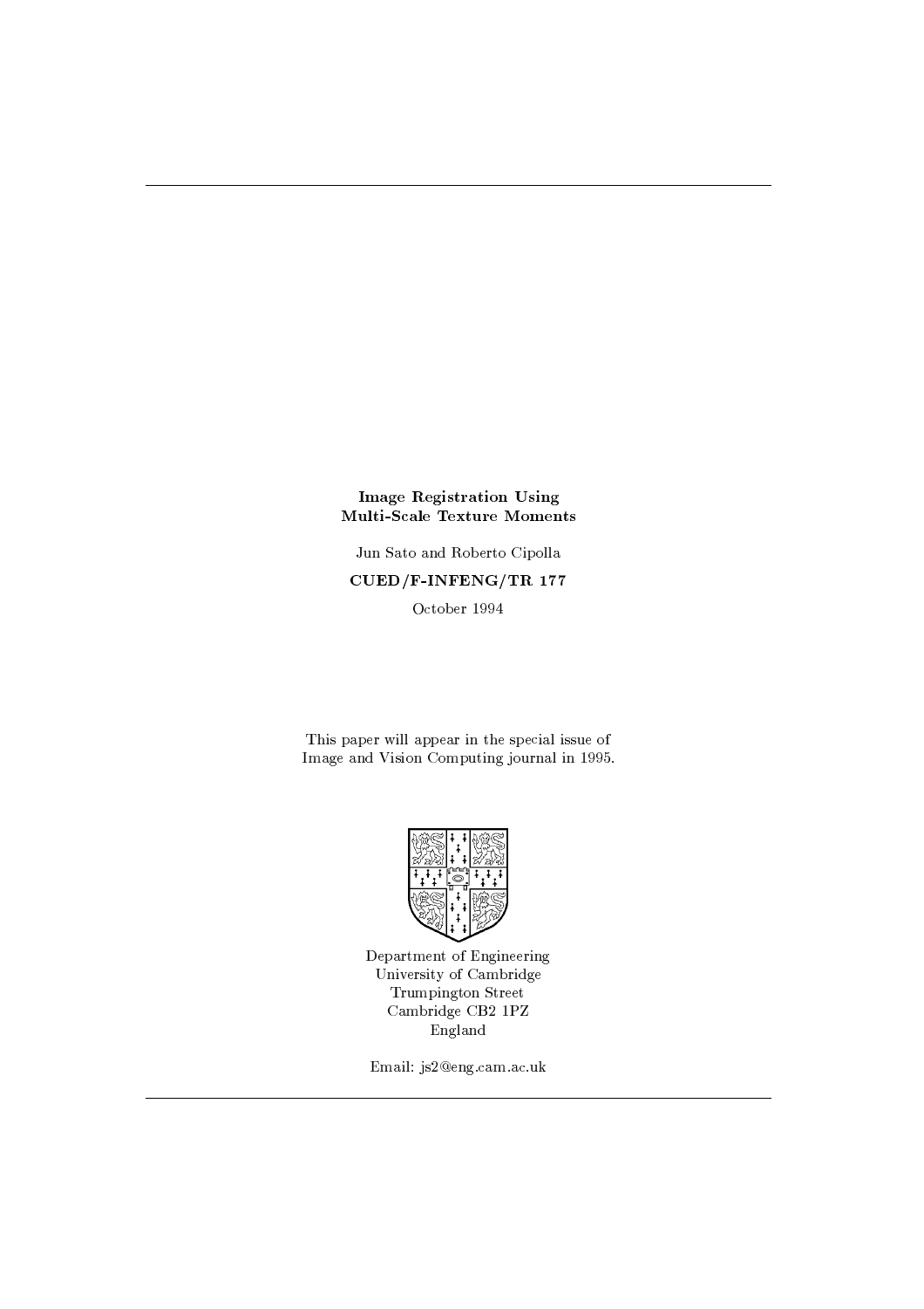# Image Registration Using Multi-Scale Texture Moments

Jun Sato and Roberto Cipolla

**CUED/F-INFENG/TR 177**

October 1994

This paper will appear in the special issue of Image and Vision Computing journal in 1995.

Department of Engineering
University of Cambridge
Trumpington Street
Cambridge CB2 1PZ
England

Email: js2@eng.cam.ac.uk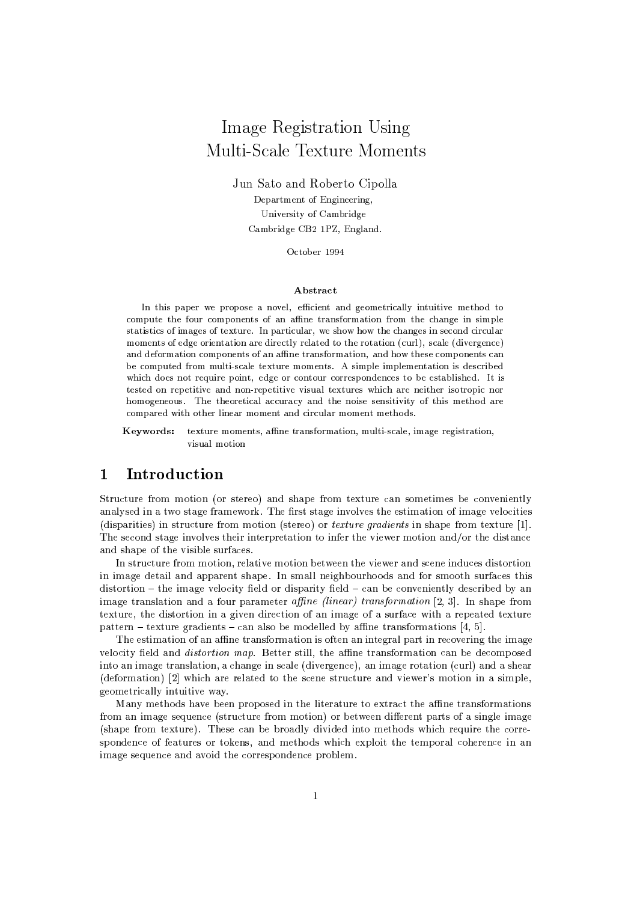# Image Registration Using Multi-Scale Texture Moments

Jun Sato and Roberto Cipolla

Department of Engineering,
University of Cambridge
Cambridge CB2 1PZ, England.

October 1994

**Abstract**

In this paper we propose a novel, efficient and geometrically intuitive method to compute the four components of an affine transformation from the change in simple statistics of images of texture. In particular, we show how the changes in second circular moments of edge orientation are directly related to the rotation (curl), scale (divergence) and deformation components of an affine transformation, and how these components can be computed from multi-scale texture moments. A simple implementation is described which does not require point, edge or contour correspondences to be established. It is tested on repetitive and non-repetitive visual textures which are neither isotropic nor homogeneous. The theoretical accuracy and the noise sensitivity of this method are compared with other linear moment and circular moment methods.

**Keywords:** texture moments, affine transformation, multi-scale, image registration, visual motion

## 1 Introduction

Structure from motion (or stereo) and shape from texture can sometimes be conveniently analysed in a two stage framework. The first stage involves the estimation of image velocities (disparities) in structure from motion (stereo) or *texture gradients* in shape from texture [1]. The second stage involves their interpretation to infer the viewer motion and/or the distance and shape of the visible surfaces.

In structure from motion, relative motion between the viewer and scene induces distortion in image detail and apparent shape. In small neighbourhoods and for smooth surfaces this distortion – the image velocity field or disparity field – can be conveniently described by an image translation and a four parameter *affine (linear) transformation* [2, 3]. In shape from texture, the distortion in a given direction of an image of a surface with a repeated texture pattern – texture gradients – can also be modelled by affine transformations [4, 5].

The estimation of an affine transformation is often an integral part in recovering the image velocity field and *distortion map*. Better still, the affine transformation can be decomposed into an image translation, a change in scale (divergence), an image rotation (curl) and a shear (deformation) [2] which are related to the scene structure and viewer's motion in a simple, geometrically intuitive way.

Many methods have been proposed in the literature to extract the affine transformations from an image sequence (structure from motion) or between different parts of a single image (shape from texture). These can be broadly divided into methods which require the correspondence of features or tokens, and methods which exploit the temporal coherence in an image sequence and avoid the correspondence problem.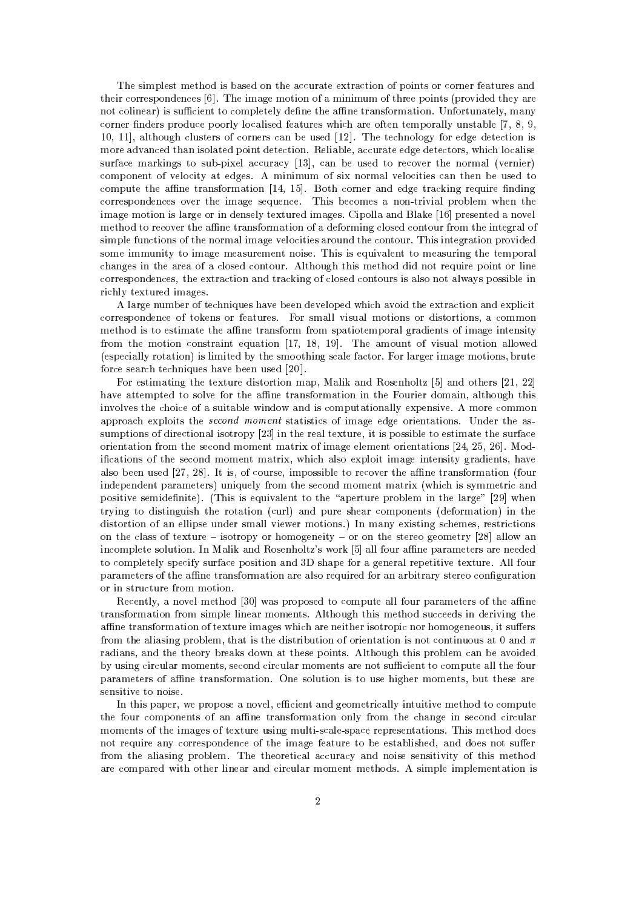The simplest method is based on the accurate extraction of points or corner features and their correspondences [6]. The image motion of a minimum of three points (provided they are not colinear) is sufficient to completely define the affine transformation. Unfortunately, many corner finders produce poorly localised features which are often temporally unstable [7, 8, 9, 10, 11], although clusters of corners can be used [12]. The technology for edge detection is more advanced than isolated point detection. Reliable, accurate edge detectors, which localise surface markings to sub-pixel accuracy [13], can be used to recover the normal (vernier) component of velocity at edges. A minimum of six normal velocities can then be used to compute the affine transformation [14, 15]. Both corner and edge tracking require finding correspondences over the image sequence. This becomes a non-trivial problem when the image motion is large or in densely textured images. Cipolla and Blake [16] presented a novel method to recover the affine transformation of a deforming closed contour from the integral of simple functions of the normal image velocities around the contour. This integration provided some immunity to image measurement noise. This is equivalent to measuring the temporal changes in the area of a closed contour. Although this method did not require point or line correspondences, the extraction and tracking of closed contours is also not always possible in richly textured images.

A large number of techniques have been developed which avoid the extraction and explicit correspondence of tokens or features. For small visual motions or distortions, a common method is to estimate the affine transform from spatiotemporal gradients of image intensity from the motion constraint equation [17, 18, 19]. The amount of visual motion allowed (especially rotation) is limited by the smoothing scale factor. For larger image motions, brute force search techniques have been used [20].

For estimating the texture distortion map, Malik and Rosenholtz [5] and others [21, 22] have attempted to solve for the affine transformation in the Fourier domain, although this involves the choice of a suitable window and is computationally expensive. A more common approach exploits the *second moment* statistics of image edge orientations. Under the assumptions of directional isotropy [23] in the real texture, it is possible to estimate the surface orientation from the second moment matrix of image element orientations [24, 25, 26]. Modifications of the second moment matrix, which also exploit image intensity gradients, have also been used [27, 28]. It is, of course, impossible to recover the affine transformation (four independent parameters) uniquely from the second moment matrix (which is symmetric and positive semidefinite). (This is equivalent to the "aperture problem in the large" [29] when trying to distinguish the rotation (curl) and pure shear components (deformation) in the distortion of an ellipse under small viewer motions.) In many existing schemes, restrictions on the class of texture – isotropy or homogeneity – or on the stereo geometry [28] allow an incomplete solution. In Malik and Rosenholtz's work [5] all four affine parameters are needed to completely specify surface position and 3D shape for a general repetitive texture. All four parameters of the affine transformation are also required for an arbitrary stereo configuration or in structure from motion.

Recently, a novel method [30] was proposed to compute all four parameters of the affine transformation from simple linear moments. Although this method succeeds in deriving the affine transformation of texture images which are neither isotropic nor homogeneous, it suffers from the aliasing problem, that is the distribution of orientation is not continuous at 0 and $\pi$ radians, and the theory breaks down at these points. Although this problem can be avoided by using circular moments, second circular moments are not sufficient to compute all the four parameters of affine transformation. One solution is to use higher moments, but these are sensitive to noise.

In this paper, we propose a novel, efficient and geometrically intuitive method to compute the four components of an affine transformation only from the change in second circular moments of the images of texture using multi-scale-space representations. This method does not require any correspondence of the image feature to be established, and does not suffer from the aliasing problem. The theoretical accuracy and noise sensitivity of this method are compared with other linear and circular moment methods. A simple implementation is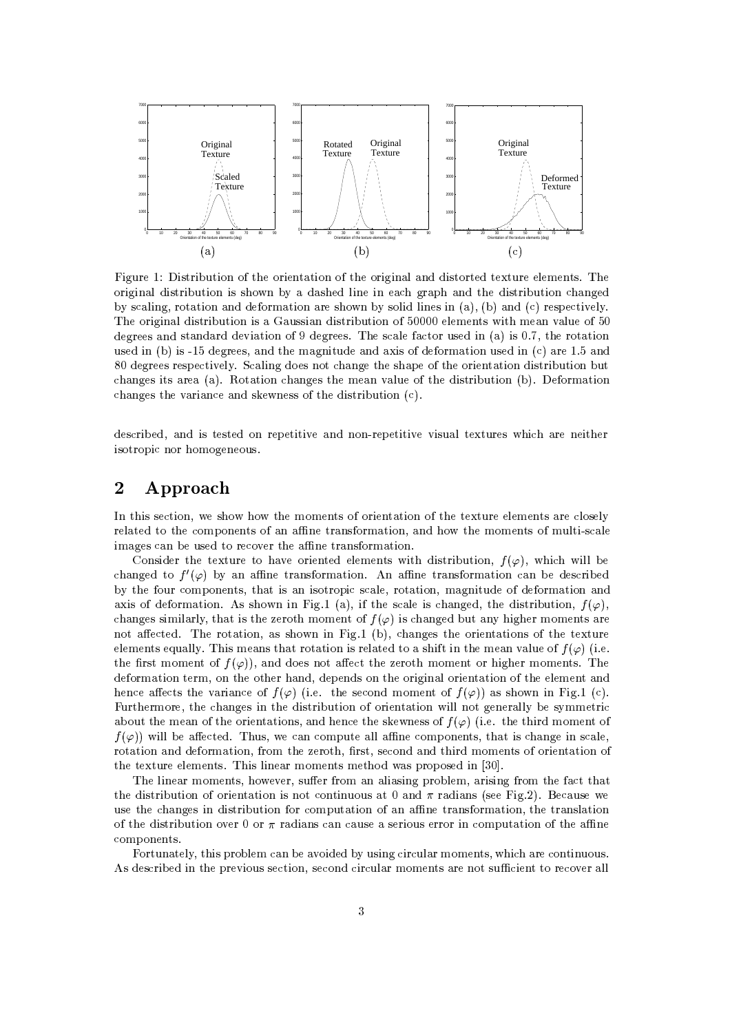Figure 1: Distribution of the orientation of the original and distorted texture elements. The original distribution is shown by a dashed line in each graph and the distribution changed by scaling, rotation and deformation are shown by solid lines in (a), (b) and (c) respectively. The original distribution is a Gaussian distribution of 50000 elements with mean value of 50 degrees and standard deviation of 9 degrees. The scale factor used in (a) is 0.7, the rotation used in (b) is -15 degrees, and the magnitude and axis of deformation used in (c) are 1.5 and 80 degrees respectively. Scaling does not change the shape of the orientation distribution but changes its area (a). Rotation changes the mean value of the distribution (b). Deformation changes the variance and skewness of the distribution (c).

described, and is tested on repetitive and non-repetitive visual textures which are neither isotropic nor homogeneous.

## 2 Approach

In this section, we show how the moments of orientation of the texture elements are closely related to the components of an affine transformation, and how the moments of multi-scale images can be used to recover the affine transformation.

Consider the texture to have oriented elements with distribution, $f(\varphi)$, which will be changed to $f'(\varphi)$ by an affine transformation. An affine transformation can be described by the four components, that is an isotropic scale, rotation, magnitude of deformation and axis of deformation. As shown in Fig.1 (a), if the scale is changed, the distribution, $f(\varphi)$, changes similarly, that is the zeroth moment of $f(\varphi)$ is changed but any higher moments are not affected. The rotation, as shown in Fig.1 (b), changes the orientations of the texture elements equally. This means that rotation is related to a shift in the mean value of $f(\varphi)$ (i.e. the first moment of $f(\varphi)$), and does not affect the zeroth moment or higher moments. The deformation term, on the other hand, depends on the original orientation of the element and hence affects the variance of $f(\varphi)$ (i.e. the second moment of $f(\varphi)$) as shown in Fig.1 (c). Furthermore, the changes in the distribution of orientation will not generally be symmetric about the mean of the orientations, and hence the skewness of $f(\varphi)$ (i.e. the third moment of $f(\varphi)$) will be affected. Thus, we can compute all affine components, that is change in scale, rotation and deformation, from the zeroth, first, second and third moments of orientation of the texture elements. This linear moments method was proposed in [30].

The linear moments, however, suffer from an aliasing problem, arising from the fact that the distribution of orientation is not continuous at 0 and $\pi$ radians (see Fig.2). Because we use the changes in distribution for computation of an affine transformation, the translation of the distribution over 0 or $\pi$ radians can cause a serious error in computation of the affine components.

Fortunately, this problem can be avoided by using circular moments, which are continuous. As described in the previous section, second circular moments are not sufficient to recover all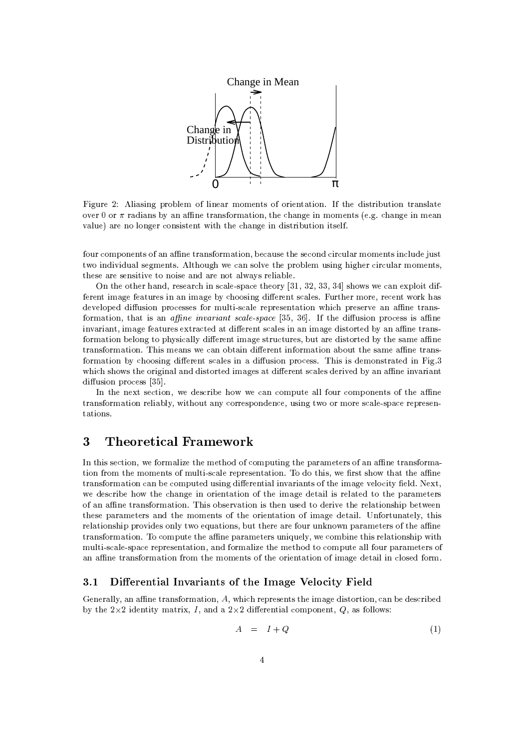Figure 2: Aliasing problem of linear moments of orientation. If the distribution translate over 0 or $\pi$ radians by an affine transformation, the change in moments (e.g. change in mean value) are no longer consistent with the change in distribution itself.

four components of an affine transformation, because the second circular moments include just two individual segments. Although we can solve the problem using higher circular moments, these are sensitive to noise and are not always reliable.

On the other hand, research in scale-space theory [31, 32, 33, 34] shows we can exploit different image features in an image by choosing different scales. Further more, recent work has developed diffusion processes for multi-scale representation which preserve an affine transformation, that is an *affine invariant scale-space* [35, 36]. If the diffusion process is affine invariant, image features extracted at different scales in an image distorted by an affine transformation belong to physically different image structures, but are distorted by the same affine transformation. This means we can obtain different information about the same affine transformation by choosing different scales in a diffusion process. This is demonstrated in Fig.3 which shows the original and distorted images at different scales derived by an affine invariant diffusion process [35].

In the next section, we describe how we can compute all four components of the affine transformation reliably, without any correspondence, using two or more scale-space representations.

## 3 Theoretical Framework

In this section, we formalize the method of computing the parameters of an affine transformation from the moments of multi-scale representation. To do this, we first show that the affine transformation can be computed using differential invariants of the image velocity field. Next, we describe how the change in orientation of the image detail is related to the parameters of an affine transformation. This observation is then used to derive the relationship between these parameters and the moments of the orientation of image detail. Unfortunately, this relationship provides only two equations, but there are four unknown parameters of the affine transformation. To compute the affine parameters uniquely, we combine this relationship with multi-scale-space representation, and formalize the method to compute all four parameters of an affine transformation from the moments of the orientation of image detail in closed form.

### 3.1 Differential Invariants of the Image Velocity Field

Generally, an affine transformation, $A$, which represents the image distortion, can be described by the $2\times2$ identity matrix, $I$, and a $2\times2$ differential component, $Q$, as follows:

$$A = I + Q \tag{1}$$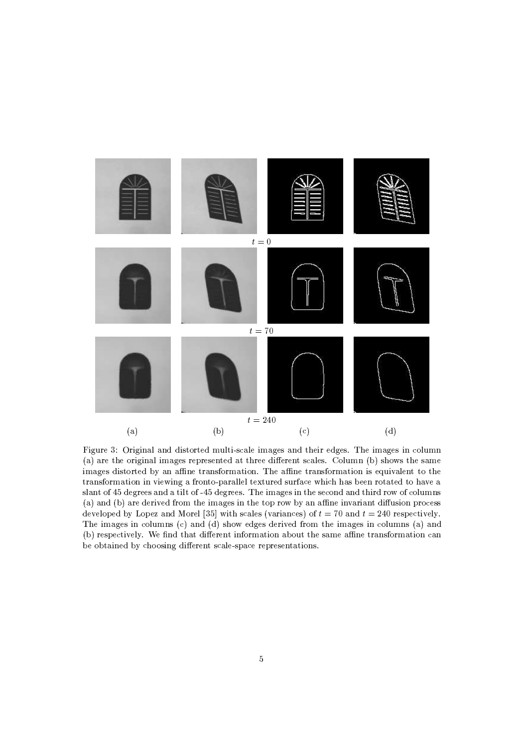$t = 0$

$t = 70$

$t = 240$

(a) (b) (c) (d)

Figure 3: Original and distorted multi-scale images and their edges. The images in column (a) are the original images represented at three different scales. Column (b) shows the same images distorted by an affine transformation. The affine transformation is equivalent to the transformation in viewing a fronto-parallel textured surface which has been rotated to have a slant of 45 degrees and a tilt of -45 degrees. The images in the second and third row of columns (a) and (b) are derived from the images in the top row by an affine invariant diffusion process developed by Lopez and Morel [35] with scales (variances) of $t = 70$ and $t = 240$ respectively. The images in columns (c) and (d) show edges derived from the images in columns (a) and (b) respectively. We find that different information about the same affine transformation can be obtained by choosing different scale-space representations.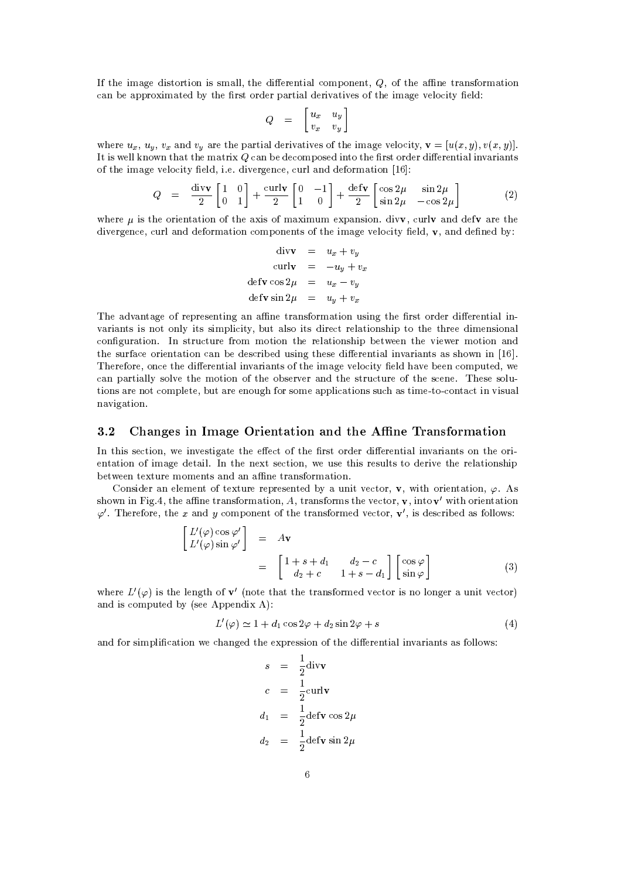If the image distortion is small, the differential component, $Q$, of the affine transformation can be approximated by the first order partial derivatives of the image velocity field:

$$Q = \begin{bmatrix} u_x & u_y \\ v_x & v_y \end{bmatrix}$$

where $u_x$, $u_y$, $v_x$ and $v_y$ are the partial derivatives of the image velocity, $\mathbf{v} = [u(x,y), v(x,y)]$. It is well known that the matrix $Q$ can be decomposed into the first order differential invariants of the image velocity field, i.e. divergence, curl and deformation [16]:

$$Q = \frac{\mathrm{div}\mathbf{v}}{2}\begin{bmatrix} 1 & 0 \\ 0 & 1 \end{bmatrix} + \frac{\mathrm{curl}\mathbf{v}}{2}\begin{bmatrix} 0 & -1 \\ 1 & 0 \end{bmatrix} + \frac{\mathrm{def}\mathbf{v}}{2}\begin{bmatrix} \cos 2\mu & \sin 2\mu \\ \sin 2\mu & -\cos 2\mu \end{bmatrix} \tag{2}$$

where $\mu$ is the orientation of the axis of maximum expansion. $\mathrm{div}\mathbf{v}$, $\mathrm{curl}\mathbf{v}$ and $\mathrm{def}\mathbf{v}$ are the divergence, curl and deformation components of the image velocity field, $\mathbf{v}$, and defined by:

$$\begin{aligned} \mathrm{div}\mathbf{v} &= u_x + v_y \\ \mathrm{curl}\mathbf{v} &= -u_y + v_x \\ \mathrm{def}\mathbf{v}\cos 2\mu &= u_x - v_y \\ \mathrm{def}\mathbf{v}\sin 2\mu &= u_y + v_x \end{aligned}$$

The advantage of representing an affine transformation using the first order differential invariants is not only its simplicity, but also its direct relationship to the three dimensional configuration. In structure from motion the relationship between the viewer motion and the surface orientation can be described using these differential invariants as shown in [16]. Therefore, once the differential invariants of the image velocity field have been computed, we can partially solve the motion of the observer and the structure of the scene. These solutions are not complete, but are enough for some applications such as time-to-contact in visual navigation.

## 3.2 Changes in Image Orientation and the Affine Transformation

In this section, we investigate the effect of the first order differential invariants on the orientation of image detail. In the next section, we use this results to derive the relationship between texture moments and an affine transformation.

Consider an element of texture represented by a unit vector, $\mathbf{v}$, with orientation, $\varphi$. As shown in Fig.4, the affine transformation, $A$, transforms the vector, $\mathbf{v}$, into $\mathbf{v}'$ with orientation $\varphi'$. Therefore, the $x$ and $y$ component of the transformed vector, $\mathbf{v}'$, is described as follows:

$$\begin{aligned} \begin{bmatrix} L'(\varphi)\cos\varphi' \\ L'(\varphi)\sin\varphi' \end{bmatrix} &= A\mathbf{v} \\ &= \begin{bmatrix} 1+s+d_1 & d_2 - c \\ d_2 + c & 1+s-d_1 \end{bmatrix}\begin{bmatrix} \cos\varphi \\ \sin\varphi \end{bmatrix} \end{aligned} \tag{3}$$

where $L'(\varphi)$ is the length of $\mathbf{v}'$ (note that the transformed vector is no longer a unit vector) and is computed by (see Appendix A):

$$L'(\varphi) \simeq 1 + d_1\cos 2\varphi + d_2 \sin 2\varphi + s \tag{4}$$

and for simplification we changed the expression of the differential invariants as follows:

$$\begin{aligned} s &= \frac{1}{2}\mathrm{div}\mathbf{v} \\ c &= \frac{1}{2}\mathrm{curl}\mathbf{v} \\ d_1 &= \frac{1}{2}\mathrm{def}\mathbf{v}\cos 2\mu \\ d_2 &= \frac{1}{2}\mathrm{def}\mathbf{v}\sin 2\mu \end{aligned}$$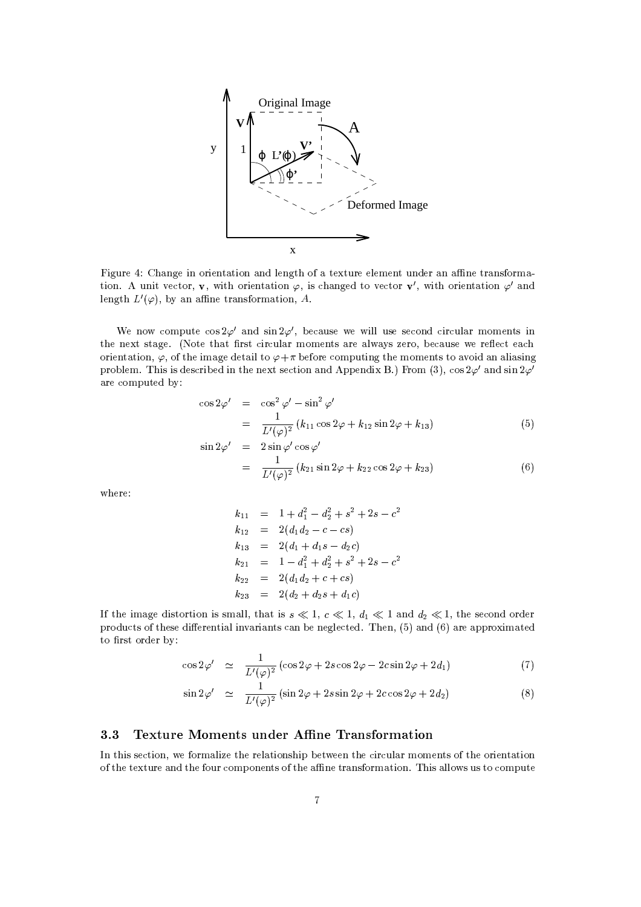Figure 4: Change in orientation and length of a texture element under an affine transformation. A unit vector, $\mathbf{v}$, with orientation $\varphi$, is changed to vector $\mathbf{v}'$, with orientation $\varphi'$ and length $L'(\varphi)$, by an affine transformation, $A$.

We now compute $\cos 2\varphi'$ and $\sin 2\varphi'$, because we will use second circular moments in the next stage. (Note that first circular moments are always zero, because we reflect each orientation, $\varphi$, of the image detail to $\varphi + \pi$ before computing the moments to avoid an aliasing problem. This is described in the next section and Appendix B.) From (3), $\cos 2\varphi'$ and $\sin 2\varphi'$ are computed by:

$$
\begin{aligned}
\cos 2\varphi' &= \cos^2 \varphi' - \sin^2 \varphi' \\
&= \frac{1}{L'(\varphi)^2} \left( k_{11} \cos 2\varphi + k_{12} \sin 2\varphi + k_{13} \right) \qquad (5) \\
\sin 2\varphi' &= 2 \sin \varphi' \cos \varphi' \\
&= \frac{1}{L'(\varphi)^2} \left( k_{21} \sin 2\varphi + k_{22} \cos 2\varphi + k_{23} \right) \qquad (6)
\end{aligned}
$$

where:

$$
\begin{aligned}
k_{11} &= 1 + d_1^2 - d_2^2 + s^2 + 2s - c^2 \\
k_{12} &= 2(d_1 d_2 - c - cs) \\
k_{13} &= 2(d_1 + d_1 s - d_2 c) \\
k_{21} &= 1 - d_1^2 + d_2^2 + s^2 + 2s - c^2 \\
k_{22} &= 2(d_1 d_2 + c + cs) \\
k_{23} &= 2(d_2 + d_2 s + d_1 c)
\end{aligned}
$$

If the image distortion is small, that is $s \ll 1$, $c \ll 1$, $d_1 \ll 1$ and $d_2 \ll 1$, the second order products of these differential invariants can be neglected. Then, (5) and (6) are approximated to first order by:

$$
\cos 2\varphi' \simeq \frac{1}{L'(\varphi)^2} \left( \cos 2\varphi + 2s \cos 2\varphi - 2c \sin 2\varphi + 2d_1 \right) \qquad (7)
$$

$$
\sin 2\varphi' \simeq \frac{1}{L'(\varphi)^2} \left( \sin 2\varphi + 2s \sin 2\varphi + 2c \cos 2\varphi + 2d_2 \right) \qquad (8)
$$

### 3.3 Texture Moments under Affine Transformation

In this section, we formalize the relationship between the circular moments of the orientation of the texture and the four components of the affine transformation. This allows us to compute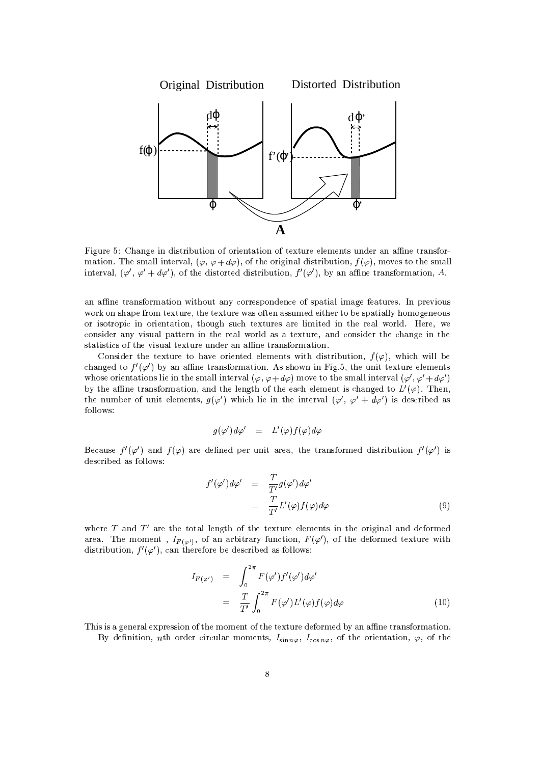Figure 5: Change in distribution of orientation of texture elements under an affine transformation. The small interval, $(\varphi, \varphi + d\varphi)$, of the original distribution, $f(\varphi)$, moves to the small interval, $(\varphi', \varphi' + d\varphi')$, of the distorted distribution, $f'(\varphi')$, by an affine transformation, $A$.

an affine transformation without any correspondence of spatial image features. In previous work on shape from texture, the texture was often assumed either to be spatially homogeneous or isotropic in orientation, though such textures are limited in the real world. Here, we consider any visual pattern in the real world as a texture, and consider the change in the statistics of the visual texture under an affine transformation.

Consider the texture to have oriented elements with distribution, $f(\varphi)$, which will be changed to $f'(\varphi')$ by an affine transformation. As shown in Fig.5, the unit texture elements whose orientations lie in the small interval $(\varphi, \varphi + d\varphi)$ move to the small interval $(\varphi', \varphi' + d\varphi')$ by the affine transformation, and the length of the each element is changed to $L'(\varphi)$. Then, the number of unit elements, $g(\varphi')$ which lie in the interval $(\varphi', \varphi' + d\varphi')$ is described as follows:

$$g(\varphi')d\varphi' \quad = \quad L'(\varphi)f(\varphi)d\varphi$$

Because $f'(\varphi')$ and $f(\varphi)$ are defined per unit area, the transformed distribution $f'(\varphi')$ is described as follows:

$$\begin{aligned} f'(\varphi')d\varphi' &= \frac{T}{T'}g(\varphi')d\varphi' \\ &= \frac{T}{T'}L'(\varphi)f(\varphi)d\varphi \end{aligned} \tag{9}$$

where $T$ and $T'$ are the total length of the texture elements in the original and deformed area. The moment , $I_{F(\varphi')}$, of an arbitrary function, $F(\varphi')$, of the deformed texture with distribution, $f'(\varphi')$, can therefore be described as follows:

$$\begin{aligned} I_{F(\varphi')} &= \int_0^{2\pi} F(\varphi')f'(\varphi')d\varphi' \\ &= \frac{T}{T'}\int_0^{2\pi} F(\varphi')L'(\varphi)f(\varphi)d\varphi \end{aligned} \tag{10}$$

This is a general expression of the moment of the texture deformed by an affine transformation.

By definition, $n$th order circular moments, $I_{\sin n\varphi}$, $I_{\cos n\varphi}$, of the orientation, $\varphi$, of the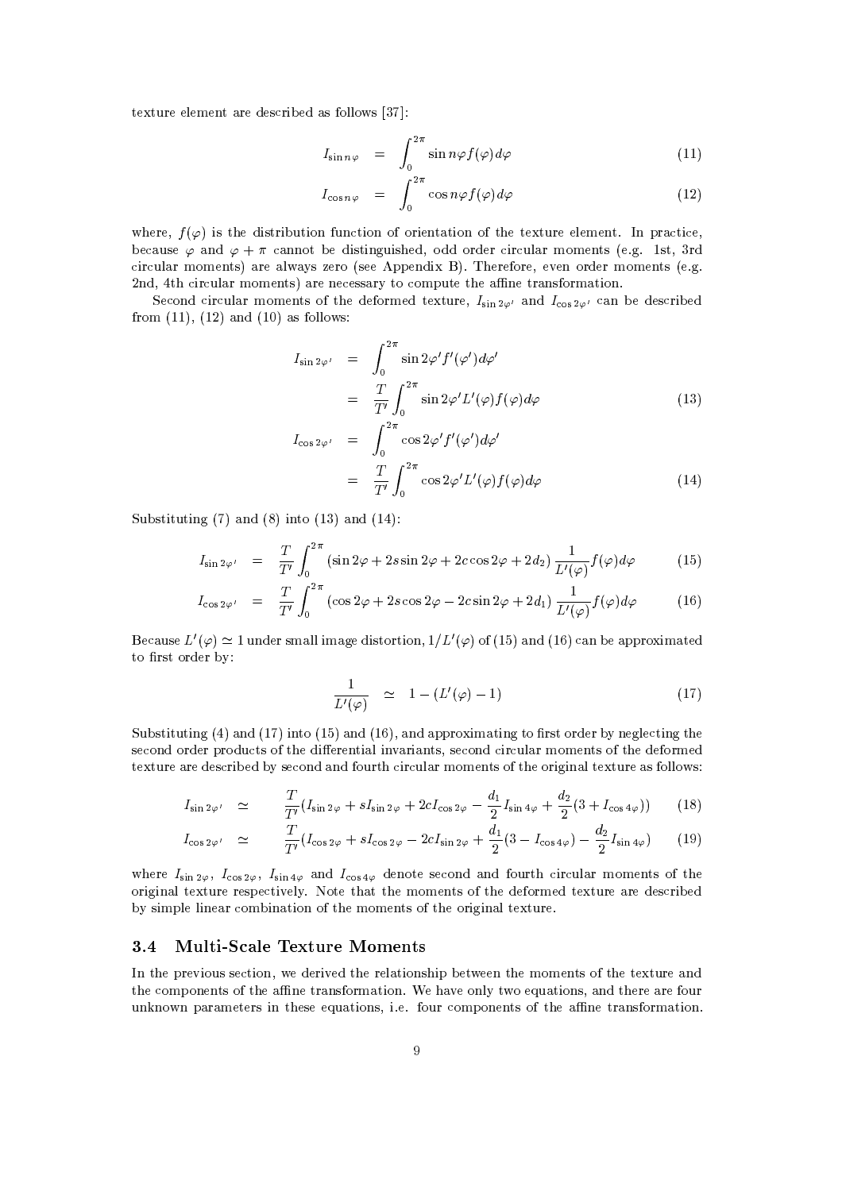texture element are described as follows [37]:

$$I_{\sin n\varphi} = \int_0^{2\pi} \sin n\varphi f(\varphi) d\varphi \tag{11}$$

$$I_{\cos n\varphi} = \int_0^{2\pi} \cos n\varphi f(\varphi) d\varphi \tag{12}$$

where, $f(\varphi)$ is the distribution function of orientation of the texture element. In practice, because $\varphi$ and $\varphi + \pi$ cannot be distinguished, odd order circular moments (e.g. 1st, 3rd circular moments) are always zero (see Appendix B). Therefore, even order moments (e.g. 2nd, 4th circular moments) are necessary to compute the affine transformation.

Second circular moments of the deformed texture, $I_{\sin 2\varphi'}$ and $I_{\cos 2\varphi'}$ can be described from (11), (12) and (10) as follows:

$$\begin{aligned} I_{\sin 2\varphi'} &= \int_0^{2\pi} \sin 2\varphi' f'(\varphi') d\varphi' \\ &= \frac{T}{T'} \int_0^{2\pi} \sin 2\varphi' L'(\varphi) f(\varphi) d\varphi \end{aligned} \tag{13}$$

$$\begin{aligned} I_{\cos 2\varphi'} &= \int_0^{2\pi} \cos 2\varphi' f'(\varphi') d\varphi' \\ &= \frac{T}{T'} \int_0^{2\pi} \cos 2\varphi' L'(\varphi) f(\varphi) d\varphi \end{aligned} \tag{14}$$

Substituting (7) and (8) into (13) and (14):

$$I_{\sin 2\varphi'} = \frac{T}{T'} \int_0^{2\pi} \left(\sin 2\varphi + 2s \sin 2\varphi + 2c \cos 2\varphi + 2d_2\right) \frac{1}{L'(\varphi)} f(\varphi) d\varphi \tag{15}$$

$$I_{\cos 2\varphi'} = \frac{T}{T'} \int_0^{2\pi} \left(\cos 2\varphi + 2s \cos 2\varphi - 2c \sin 2\varphi + 2d_1\right) \frac{1}{L'(\varphi)} f(\varphi) d\varphi \tag{16}$$

Because $L'(\varphi) \simeq 1$ under small image distortion, $1/L'(\varphi)$ of (15) and (16) can be approximated to first order by:

$$\frac{1}{L'(\varphi)} \simeq 1 - (L'(\varphi) - 1) \tag{17}$$

Substituting (4) and (17) into (15) and (16), and approximating to first order by neglecting the second order products of the differential invariants, second circular moments of the deformed texture are described by second and fourth circular moments of the original texture as follows:

$$I_{\sin 2\varphi'} \simeq \frac{T}{T'} \left(I_{\sin 2\varphi} + s I_{\sin 2\varphi} + 2c I_{\cos 2\varphi} - \frac{d_1}{2} I_{\sin 4\varphi} + \frac{d_2}{2}(3 + I_{\cos 4\varphi})\right) \tag{18}$$

$$I_{\cos 2\varphi'} \simeq \frac{T}{T'} \left(I_{\cos 2\varphi} + s I_{\cos 2\varphi} - 2c I_{\sin 2\varphi} + \frac{d_1}{2}(3 - I_{\cos 4\varphi}) - \frac{d_2}{2} I_{\sin 4\varphi}\right) \tag{19}$$

where $I_{\sin 2\varphi}$, $I_{\cos 2\varphi}$, $I_{\sin 4\varphi}$ and $I_{\cos 4\varphi}$ denote second and fourth circular moments of the original texture respectively. Note that the moments of the deformed texture are described by simple linear combination of the moments of the original texture.

### 3.4 Multi-Scale Texture Moments

In the previous section, we derived the relationship between the moments of the texture and the components of the affine transformation. We have only two equations, and there are four unknown parameters in these equations, i.e. four components of the affine transformation.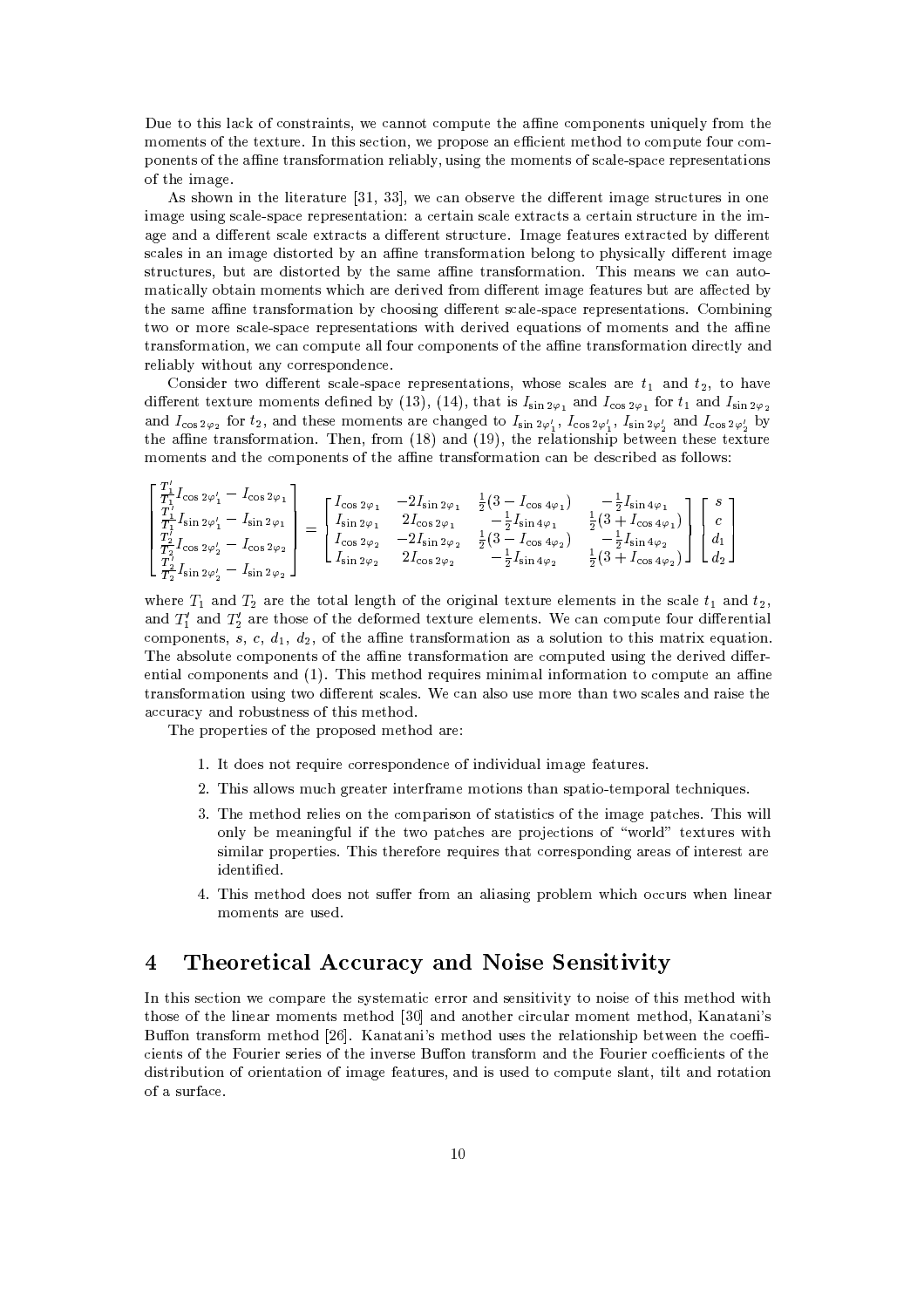Due to this lack of constraints, we cannot compute the affine components uniquely from the moments of the texture. In this section, we propose an efficient method to compute four components of the affine transformation reliably, using the moments of scale-space representations of the image.

As shown in the literature [31, 33], we can observe the different image structures in one image using scale-space representation: a certain scale extracts a certain structure in the image and a different scale extracts a different structure. Image features extracted by different scales in an image distorted by an affine transformation belong to physically different image structures, but are distorted by the same affine transformation. This means we can automatically obtain moments which are derived from different image features but are affected by the same affine transformation by choosing different scale-space representations. Combining two or more scale-space representations with derived equations of moments and the affine transformation, we can compute all four components of the affine transformation directly and reliably without any correspondence.

Consider two different scale-space representations, whose scales are $t_1$ and $t_2$, to have different texture moments defined by (13), (14), that is $I_{\sin 2\varphi_1}$ and $I_{\cos 2\varphi_1}$ for $t_1$ and $I_{\sin 2\varphi_2}$ and $I_{\cos 2\varphi_2}$ for $t_2$, and these moments are changed to $I_{\sin 2\varphi_1'}$, $I_{\cos 2\varphi_1'}$, $I_{\sin 2\varphi_2'}$ and $I_{\cos 2\varphi_2'}$ by the affine transformation. Then, from (18) and (19), the relationship between these texture moments and the components of the affine transformation can be described as follows:

$$
\begin{bmatrix}
\frac{T_1'}{T_1} I_{\cos 2\varphi_1'} - I_{\cos 2\varphi_1} \\
\frac{T_1'}{T_1} I_{\sin 2\varphi_1'} - I_{\sin 2\varphi_1} \\
\frac{T_2'}{T_2} I_{\cos 2\varphi_2'} - I_{\cos 2\varphi_2} \\
\frac{T_2'}{T_2} I_{\sin 2\varphi_2'} - I_{\sin 2\varphi_2}
\end{bmatrix}
=
\begin{bmatrix}
I_{\cos 2\varphi_1} & -2I_{\sin 2\varphi_1} & \frac{1}{2}(3 - I_{\cos 4\varphi_1}) & -\frac{1}{2} I_{\sin 4\varphi_1} \\
I_{\sin 2\varphi_1} & 2I_{\cos 2\varphi_1} & -\frac{1}{2} I_{\sin 4\varphi_1} & \frac{1}{2}(3 + I_{\cos 4\varphi_1}) \\
I_{\cos 2\varphi_2} & -2I_{\sin 2\varphi_2} & \frac{1}{2}(3 - I_{\cos 4\varphi_2}) & -\frac{1}{2} I_{\sin 4\varphi_2} \\
I_{\sin 2\varphi_2} & 2I_{\cos 2\varphi_2} & -\frac{1}{2} I_{\sin 4\varphi_2} & \frac{1}{2}(3 + I_{\cos 4\varphi_2})
\end{bmatrix}
\begin{bmatrix}
s \\ c \\ d_1 \\ d_2
\end{bmatrix}
$$

where $T_1$ and $T_2$ are the total length of the original texture elements in the scale $t_1$ and $t_2$, and $T_1'$ and $T_2'$ are those of the deformed texture elements. We can compute four differential components, $s$, $c$, $d_1$, $d_2$, of the affine transformation as a solution to this matrix equation. The absolute components of the affine transformation are computed using the derived differential components and (1). This method requires minimal information to compute an affine transformation using two different scales. We can also use more than two scales and raise the accuracy and robustness of this method.

The properties of the proposed method are:

1. It does not require correspondence of individual image features.
2. This allows much greater interframe motions than spatio-temporal techniques.
3. The method relies on the comparison of statistics of the image patches. This will only be meaningful if the two patches are projections of "world" textures with similar properties. This therefore requires that corresponding areas of interest are identified.
4. This method does not suffer from an aliasing problem which occurs when linear moments are used.

# 4 Theoretical Accuracy and Noise Sensitivity

In this section we compare the systematic error and sensitivity to noise of this method with those of the linear moments method [30] and another circular moment method, Kanatani's Buffon transform method [26]. Kanatani's method uses the relationship between the coefficients of the Fourier series of the inverse Buffon transform and the Fourier coefficients of the distribution of orientation of image features, and is used to compute slant, tilt and rotation of a surface.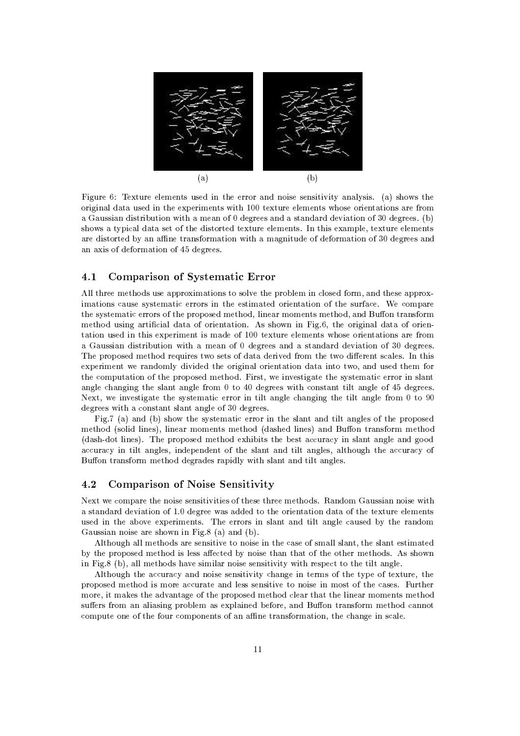(a) (b)

Figure 6: Texture elements used in the error and noise sensitivity analysis. (a) shows the original data used in the experiments with 100 texture elements whose orientations are from a Gaussian distribution with a mean of 0 degrees and a standard deviation of 30 degrees. (b) shows a typical data set of the distorted texture elements. In this example, texture elements are distorted by an affine transformation with a magnitude of deformation of 30 degrees and an axis of deformation of 45 degrees.

### 4.1 Comparison of Systematic Error

All three methods use approximations to solve the problem in closed form, and these approximations cause systematic errors in the estimated orientation of the surface. We compare the systematic errors of the proposed method, linear moments method, and Buffon transform method using artificial data of orientation. As shown in Fig.6, the original data of orientation used in this experiment is made of 100 texture elements whose orientations are from a Gaussian distribution with a mean of 0 degrees and a standard deviation of 30 degrees. The proposed method requires two sets of data derived from the two different scales. In this experiment we randomly divided the original orientation data into two, and used them for the computation of the proposed method. First, we investigate the systematic error in slant angle changing the slant angle from 0 to 40 degrees with constant tilt angle of 45 degrees. Next, we investigate the systematic error in tilt angle changing the tilt angle from 0 to 90 degrees with a constant slant angle of 30 degrees.

Fig.7 (a) and (b) show the systematic error in the slant and tilt angles of the proposed method (solid lines), linear moments method (dashed lines) and Buffon transform method (dash-dot lines). The proposed method exhibits the best accuracy in slant angle and good accuracy in tilt angles, independent of the slant and tilt angles, although the accuracy of Buffon transform method degrades rapidly with slant and tilt angles.

### 4.2 Comparison of Noise Sensitivity

Next we compare the noise sensitivities of these three methods. Random Gaussian noise with a standard deviation of 1.0 degree was added to the orientation data of the texture elements used in the above experiments. The errors in slant and tilt angle caused by the random Gaussian noise are shown in Fig.8 (a) and (b).

Although all methods are sensitive to noise in the case of small slant, the slant estimated by the proposed method is less affected by noise than that of the other methods. As shown in Fig.8 (b), all methods have similar noise sensitivity with respect to the tilt angle.

Although the accuracy and noise sensitivity change in terms of the type of texture, the proposed method is more accurate and less sensitive to noise in most of the cases. Further more, it makes the advantage of the proposed method clear that the linear moments method suffers from an aliasing problem as explained before, and Buffon transform method cannot compute one of the four components of an affine transformation, the change in scale.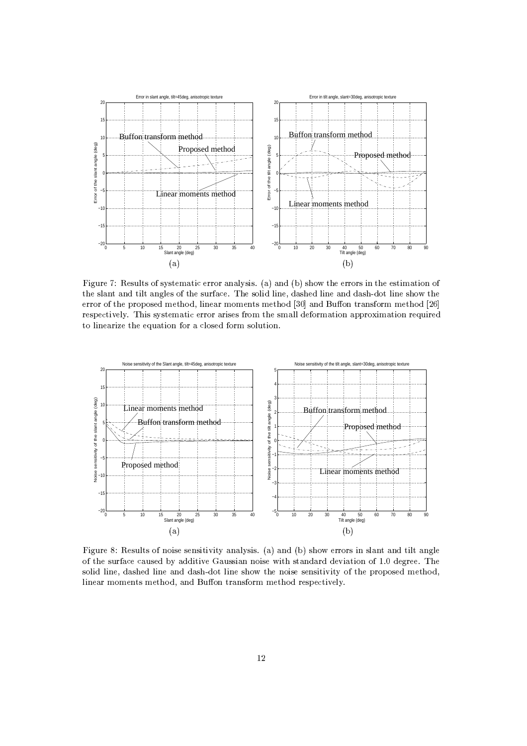Figure 7: Results of systematic error analysis. (a) and (b) show the errors in the estimation of the slant and tilt angles of the surface. The solid line, dashed line and dash-dot line show the error of the proposed method, linear moments method [30] and Buffon transform method [26] respectively. This systematic error arises from the small deformation approximation required to linearize the equation for a closed form solution.

Figure 8: Results of noise sensitivity analysis. (a) and (b) show errors in slant and tilt angle of the surface caused by additive Gaussian noise with standard deviation of 1.0 degree. The solid line, dashed line and dash-dot line show the noise sensitivity of the proposed method, linear moments method, and Buffon transform method respectively.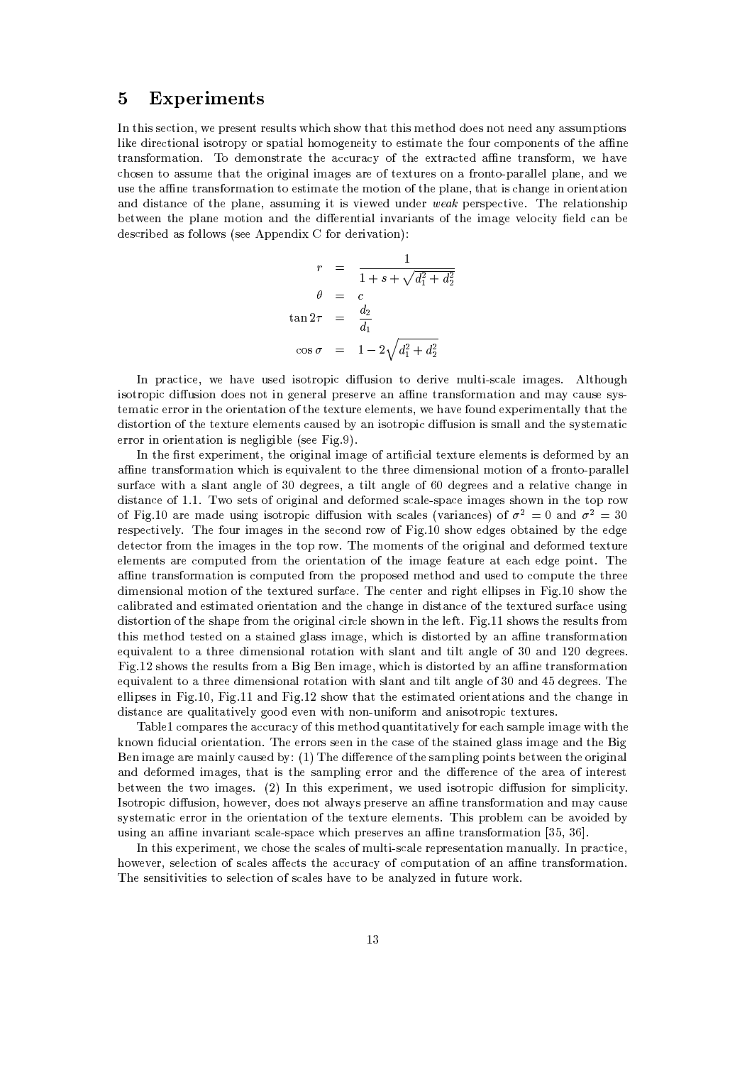# 5 Experiments

In this section, we present results which show that this method does not need any assumptions like directional isotropy or spatial homogeneity to estimate the four components of the affine transformation. To demonstrate the accuracy of the extracted affine transform, we have chosen to assume that the original images are of textures on a fronto-parallel plane, and we use the affine transformation to estimate the motion of the plane, that is change in orientation and distance of the plane, assuming it is viewed under *weak* perspective. The relationship between the plane motion and the differential invariants of the image velocity field can be described as follows (see Appendix C for derivation):

$$
\begin{aligned}
r &= \frac{1}{1 + s + \sqrt{d_1^2 + d_2^2}} \\
\theta &= c \\
\tan 2\tau &= \frac{d_2}{d_1} \\
\cos \sigma &= 1 - 2\sqrt{d_1^2 + d_2^2}
\end{aligned}
$$

In practice, we have used isotropic diffusion to derive multi-scale images. Although isotropic diffusion does not in general preserve an affine transformation and may cause systematic error in the orientation of the texture elements, we have found experimentally that the distortion of the texture elements caused by an isotropic diffusion is small and the systematic error in orientation is negligible (see Fig.9).

In the first experiment, the original image of artificial texture elements is deformed by an affine transformation which is equivalent to the three dimensional motion of a fronto-parallel surface with a slant angle of 30 degrees, a tilt angle of 60 degrees and a relative change in distance of 1.1. Two sets of original and deformed scale-space images shown in the top row of Fig.10 are made using isotropic diffusion with scales (variances) of $\sigma^2 = 0$ and $\sigma^2 = 30$ respectively. The four images in the second row of Fig.10 show edges obtained by the edge detector from the images in the top row. The moments of the original and deformed texture elements are computed from the orientation of the image feature at each edge point. The affine transformation is computed from the proposed method and used to compute the three dimensional motion of the textured surface. The center and right ellipses in Fig.10 show the calibrated and estimated orientation and the change in distance of the textured surface using distortion of the shape from the original circle shown in the left. Fig.11 shows the results from this method tested on a stained glass image, which is distorted by an affine transformation equivalent to a three dimensional rotation with slant and tilt angle of 30 and 120 degrees. Fig.12 shows the results from a Big Ben image, which is distorted by an affine transformation equivalent to a three dimensional rotation with slant and tilt angle of 30 and 45 degrees. The ellipses in Fig.10, Fig.11 and Fig.12 show that the estimated orientations and the change in distance are qualitatively good even with non-uniform and anisotropic textures.

Table1 compares the accuracy of this method quantitatively for each sample image with the known fiducial orientation. The errors seen in the case of the stained glass image and the Big Ben image are mainly caused by: (1) The difference of the sampling points between the original and deformed images, that is the sampling error and the difference of the area of interest between the two images. (2) In this experiment, we used isotropic diffusion for simplicity. Isotropic diffusion, however, does not always preserve an affine transformation and may cause systematic error in the orientation of the texture elements. This problem can be avoided by using an affine invariant scale-space which preserves an affine transformation [35, 36].

In this experiment, we chose the scales of multi-scale representation manually. In practice, however, selection of scales affects the accuracy of computation of an affine transformation. The sensitivities to selection of scales have to be analyzed in future work.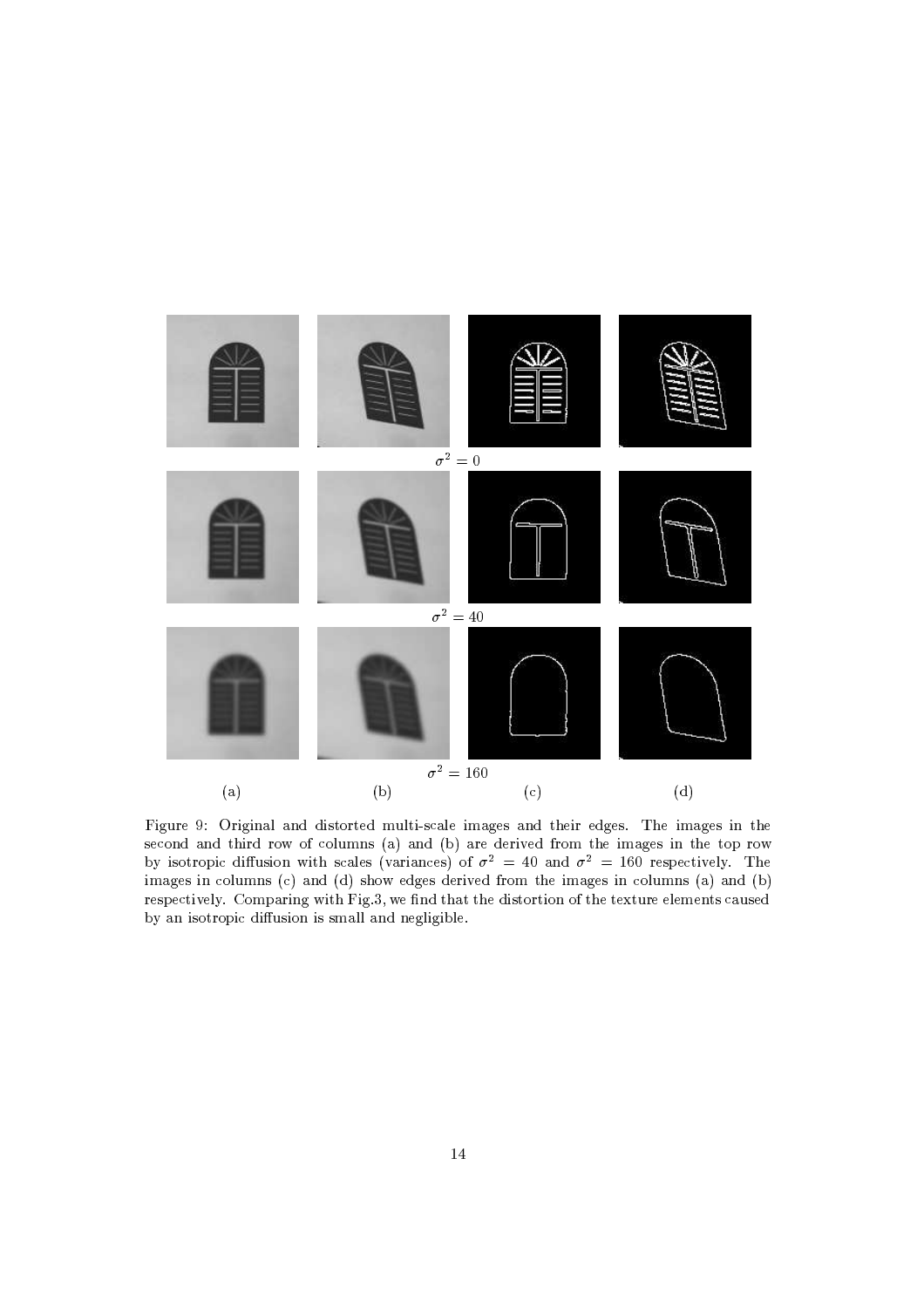$\sigma^2 = 0$

$\sigma^2 = 40$

$\sigma^2 = 160$

(a) (b) (c) (d)

Figure 9: Original and distorted multi-scale images and their edges. The images in the second and third row of columns (a) and (b) are derived from the images in the top row by isotropic diffusion with scales (variances) of $\sigma^2 = 40$ and $\sigma^2 = 160$ respectively. The images in columns (c) and (d) show edges derived from the images in columns (a) and (b) respectively. Comparing with Fig.3, we find that the distortion of the texture elements caused by an isotropic diffusion is small and negligible.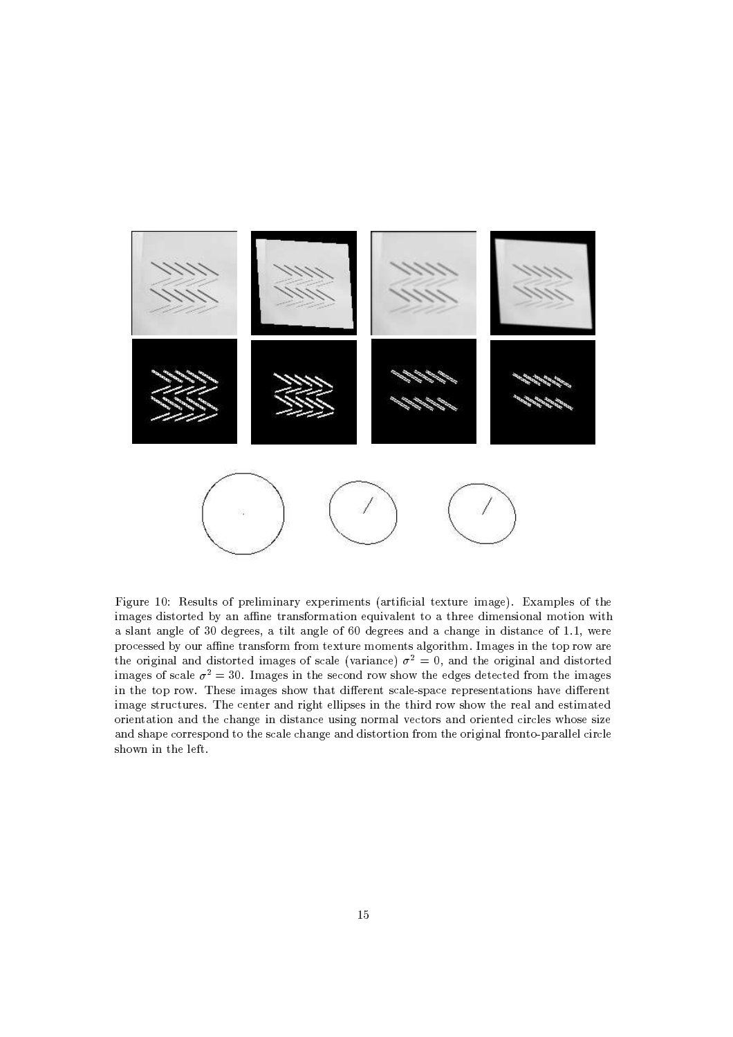Figure 10: Results of preliminary experiments (artificial texture image). Examples of the images distorted by an affine transformation equivalent to a three dimensional motion with a slant angle of 30 degrees, a tilt angle of 60 degrees and a change in distance of 1.1, were processed by our affine transform from texture moments algorithm. Images in the top row are the original and distorted images of scale (variance) $\sigma^2 = 0$, and the original and distorted images of scale $\sigma^2 = 30$. Images in the second row show the edges detected from the images in the top row. These images show that different scale-space representations have different image structures. The center and right ellipses in the third row show the real and estimated orientation and the change in distance using normal vectors and oriented circles whose size and shape correspond to the scale change and distortion from the original fronto-parallel circle shown in the left.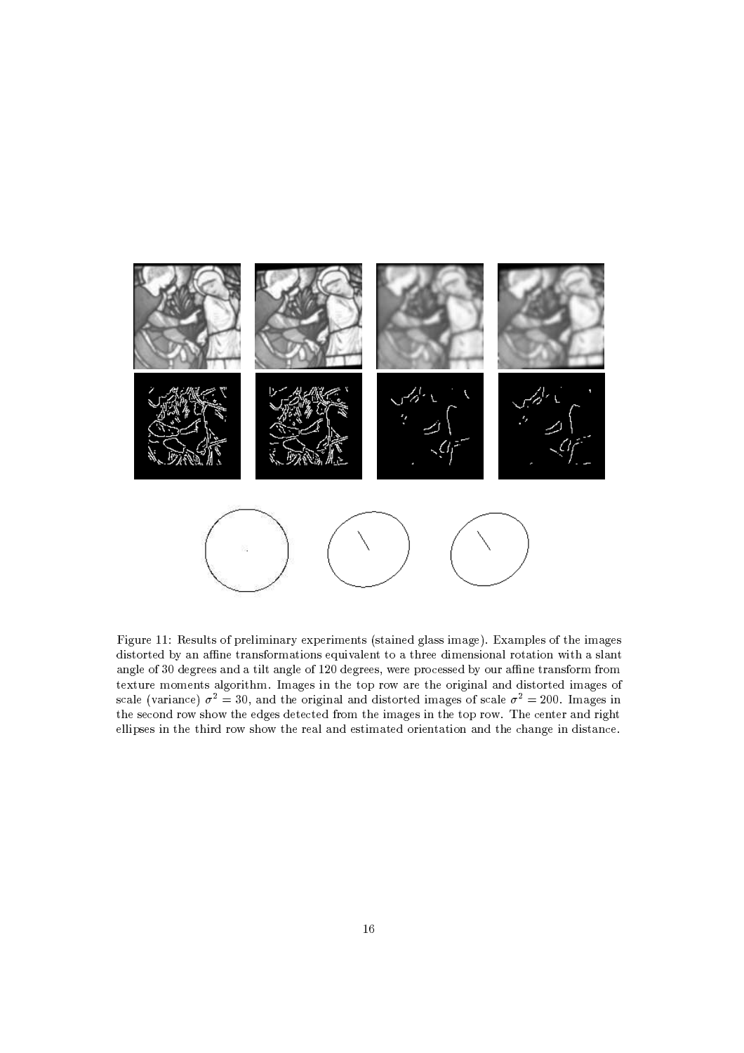Figure 11: Results of preliminary experiments (stained glass image). Examples of the images distorted by an affine transformations equivalent to a three dimensional rotation with a slant angle of 30 degrees and a tilt angle of 120 degrees, were processed by our affine transform from texture moments algorithm. Images in the top row are the original and distorted images of scale (variance) $\sigma^2 = 30$, and the original and distorted images of scale $\sigma^2 = 200$. Images in the second row show the edges detected from the images in the top row. The center and right ellipses in the third row show the real and estimated orientation and the change in distance.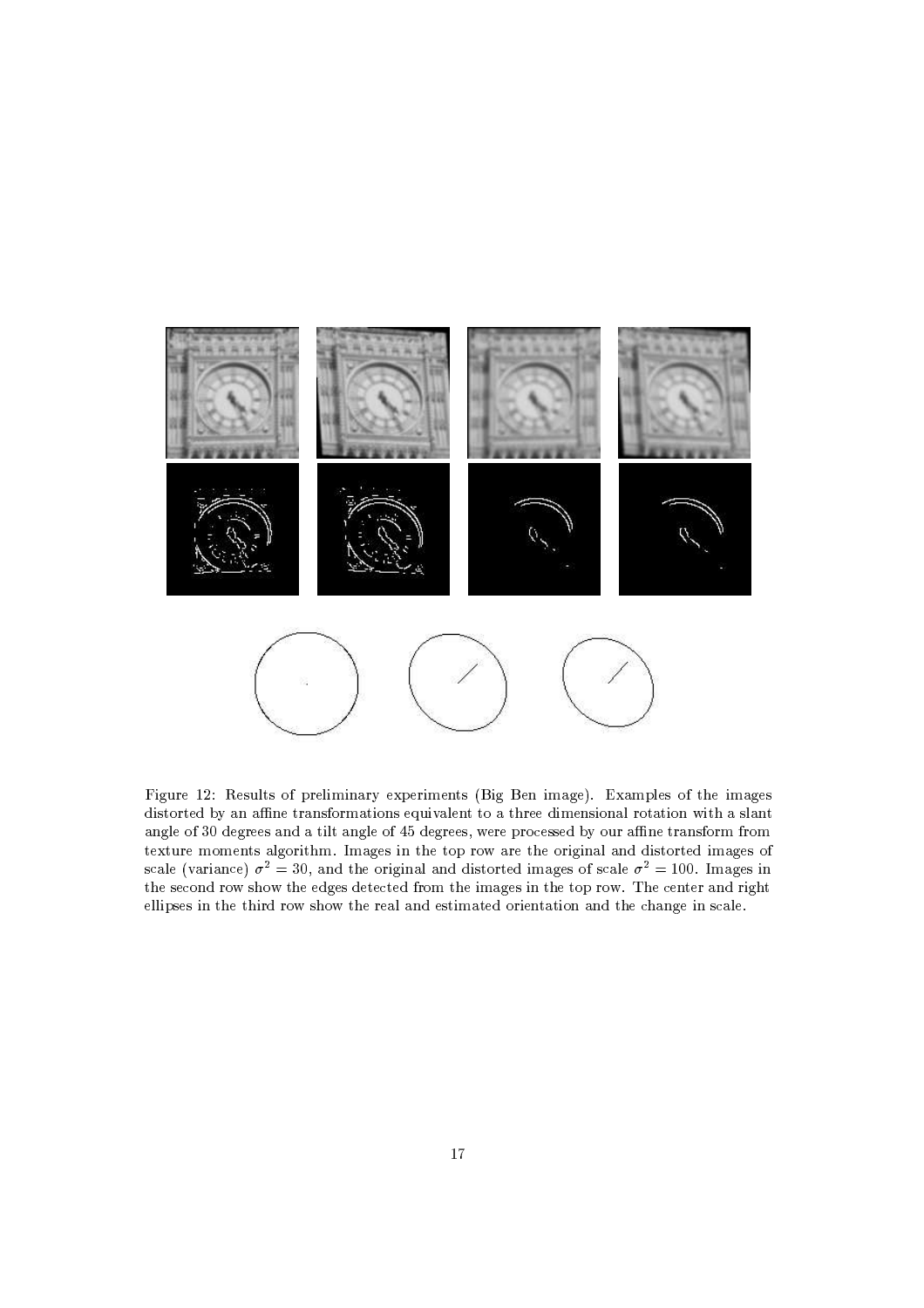Figure 12: Results of preliminary experiments (Big Ben image). Examples of the images distorted by an affine transformations equivalent to a three dimensional rotation with a slant angle of 30 degrees and a tilt angle of 45 degrees, were processed by our affine transform from texture moments algorithm. Images in the top row are the original and distorted images of scale (variance) $\sigma^2 = 30$, and the original and distorted images of scale $\sigma^2 = 100$. Images in the second row show the edges detected from the images in the top row. The center and right ellipses in the third row show the real and estimated orientation and the change in scale.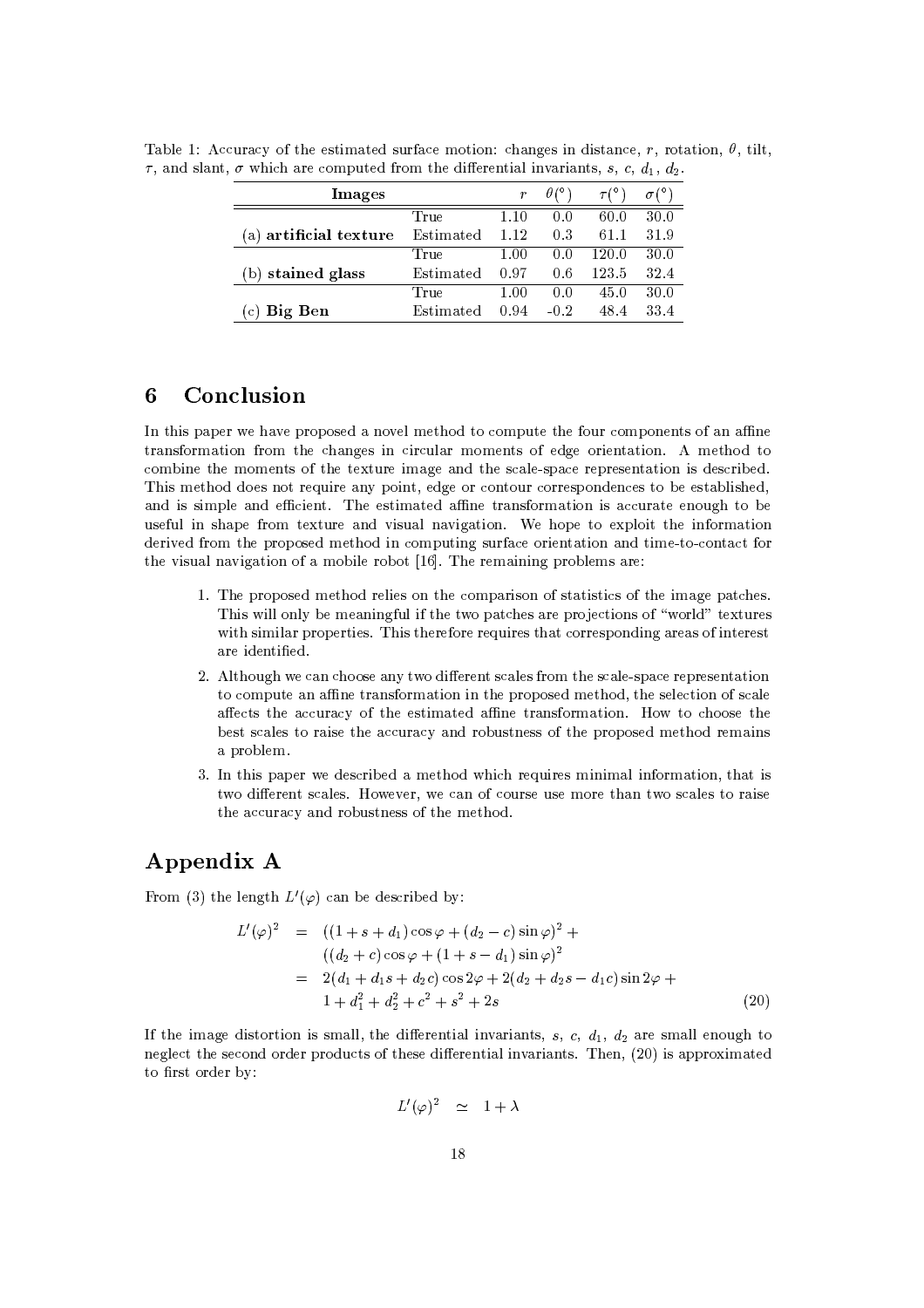Table 1: Accuracy of the estimated surface motion: changes in distance, $r$, rotation, $\theta$, tilt, $\tau$, and slant, $\sigma$ which are computed from the differential invariants, $s$, $c$, $d_1$, $d_2$.

| Images | | $r$ | $\theta(°)$ | $\tau(°)$ | $\sigma(°)$ |
|---|---|---|---|---|---|
| | True | 1.10 | 0.0 | 60.0 | 30.0 |
| (a) **artificial texture** | Estimated | 1.12 | 0.3 | 61.1 | 31.9 |
| | True | 1.00 | 0.0 | 120.0 | 30.0 |
| (b) **stained glass** | Estimated | 0.97 | 0.6 | 123.5 | 32.4 |
| | True | 1.00 | 0.0 | 45.0 | 30.0 |
| (c) **Big Ben** | Estimated | 0.94 | -0.2 | 48.4 | 33.4 |

# 6 Conclusion

In this paper we have proposed a novel method to compute the four components of an affine transformation from the changes in circular moments of edge orientation. A method to combine the moments of the texture image and the scale-space representation is described. This method does not require any point, edge or contour correspondences to be established, and is simple and efficient. The estimated affine transformation is accurate enough to be useful in shape from texture and visual navigation. We hope to exploit the information derived from the proposed method in computing surface orientation and time-to-contact for the visual navigation of a mobile robot [16]. The remaining problems are:

1. The proposed method relies on the comparison of statistics of the image patches. This will only be meaningful if the two patches are projections of "world" textures with similar properties. This therefore requires that corresponding areas of interest are identified.
2. Although we can choose any two different scales from the scale-space representation to compute an affine transformation in the proposed method, the selection of scale affects the accuracy of the estimated affine transformation. How to choose the best scales to raise the accuracy and robustness of the proposed method remains a problem.
3. In this paper we described a method which requires minimal information, that is two different scales. However, we can of course use more than two scales to raise the accuracy and robustness of the method.

# Appendix A

From (3) the length $L'(\varphi)$ can be described by:

$$
\begin{aligned}
L'(\varphi)^2 &= ((1+s+d_1)\cos\varphi + (d_2 - c)\sin\varphi)^2 + \\
&\quad ((d_2 + c)\cos\varphi + (1+s-d_1)\sin\varphi)^2 \\
&= 2(d_1 + d_1 s + d_2 c)\cos 2\varphi + 2(d_2 + d_2 s - d_1 c)\sin 2\varphi + \\
&\quad 1 + d_1^2 + d_2^2 + c^2 + s^2 + 2s
\end{aligned} \tag{20}
$$

If the image distortion is small, the differential invariants, $s$, $c$, $d_1$, $d_2$ are small enough to neglect the second order products of these differential invariants. Then, (20) is approximated to first order by:

$$
L'(\varphi)^2 \simeq 1 + \lambda
$$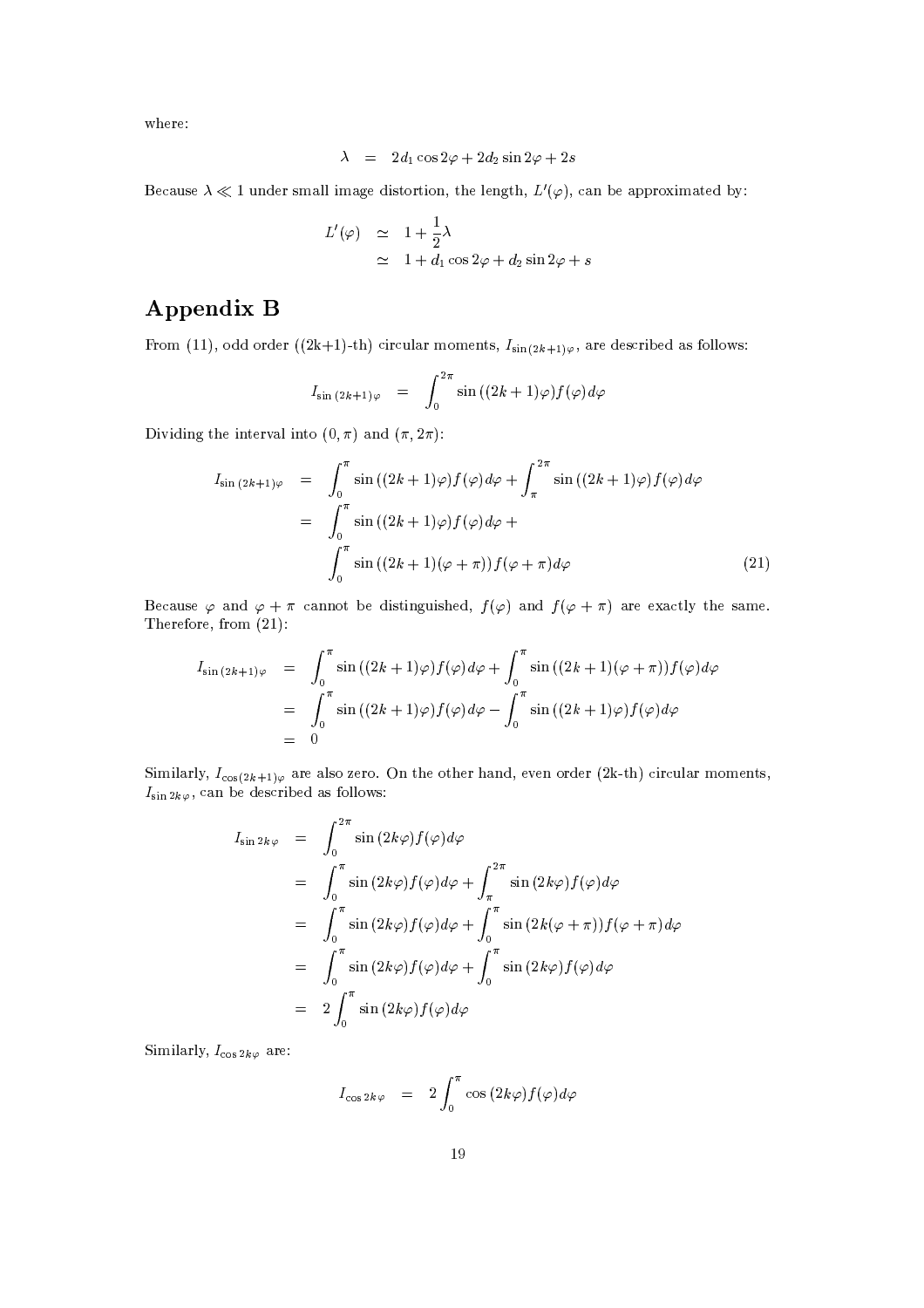where:

$$\lambda = 2d_1 \cos 2\varphi + 2d_2 \sin 2\varphi + 2s$$

Because $\lambda \ll 1$ under small image distortion, the length, $L'(\varphi)$, can be approximated by:

$$\begin{aligned} L'(\varphi) &\simeq 1 + \frac{1}{2}\lambda \\ &\simeq 1 + d_1 \cos 2\varphi + d_2 \sin 2\varphi + s \end{aligned}$$

# Appendix B

From (11), odd order ((2k+1)-th) circular moments, $I_{\sin(2k+1)\varphi}$, are described as follows:

$$I_{\sin(2k+1)\varphi} = \int_0^{2\pi} \sin((2k+1)\varphi) f(\varphi) d\varphi$$

Dividing the interval into $(0, \pi)$ and $(\pi, 2\pi)$:

$$\begin{aligned} I_{\sin(2k+1)\varphi} &= \int_0^{\pi} \sin((2k+1)\varphi) f(\varphi) d\varphi + \int_{\pi}^{2\pi} \sin((2k+1)\varphi) f(\varphi) d\varphi \\ &= \int_0^{\pi} \sin((2k+1)\varphi) f(\varphi) d\varphi + \\ &\quad \int_0^{\pi} \sin((2k+1)(\varphi + \pi)) f(\varphi + \pi) d\varphi \end{aligned} \tag{21}$$

Because $\varphi$ and $\varphi + \pi$ cannot be distinguished, $f(\varphi)$ and $f(\varphi + \pi)$ are exactly the same. Therefore, from (21):

$$\begin{aligned} I_{\sin(2k+1)\varphi} &= \int_0^{\pi} \sin((2k+1)\varphi) f(\varphi) d\varphi + \int_0^{\pi} \sin((2k+1)(\varphi + \pi)) f(\varphi) d\varphi \\ &= \int_0^{\pi} \sin((2k+1)\varphi) f(\varphi) d\varphi - \int_0^{\pi} \sin((2k+1)\varphi) f(\varphi) d\varphi \\ &= 0 \end{aligned}$$

Similarly, $I_{\cos(2k+1)\varphi}$ are also zero. On the other hand, even order (2k-th) circular moments, $I_{\sin 2k\varphi}$, can be described as follows:

$$\begin{aligned} I_{\sin 2k\varphi} &= \int_0^{2\pi} \sin(2k\varphi) f(\varphi) d\varphi \\ &= \int_0^{\pi} \sin(2k\varphi) f(\varphi) d\varphi + \int_{\pi}^{2\pi} \sin(2k\varphi) f(\varphi) d\varphi \\ &= \int_0^{\pi} \sin(2k\varphi) f(\varphi) d\varphi + \int_0^{\pi} \sin(2k(\varphi + \pi)) f(\varphi + \pi) d\varphi \\ &= \int_0^{\pi} \sin(2k\varphi) f(\varphi) d\varphi + \int_0^{\pi} \sin(2k\varphi) f(\varphi) d\varphi \\ &= 2\int_0^{\pi} \sin(2k\varphi) f(\varphi) d\varphi \end{aligned}$$

Similarly, $I_{\cos 2k\varphi}$ are:

$$I_{\cos 2k\varphi} = 2\int_0^{\pi} \cos(2k\varphi) f(\varphi) d\varphi$$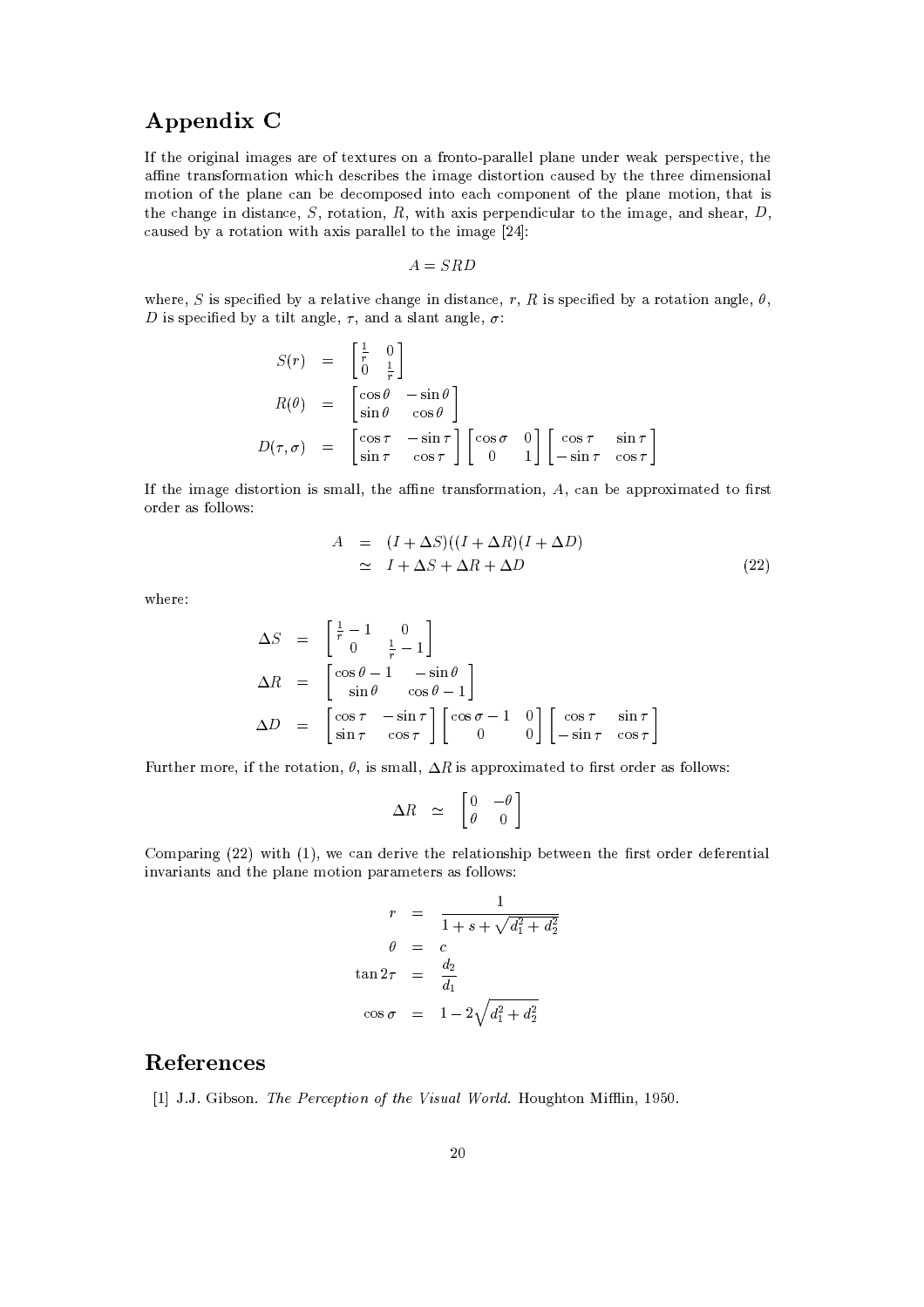## Appendix C

If the original images are of textures on a fronto-parallel plane under weak perspective, the affine transformation which describes the image distortion caused by the three dimensional motion of the plane can be decomposed into each component of the plane motion, that is the change in distance, $S$, rotation, $R$, with axis perpendicular to the image, and shear, $D$, caused by a rotation with axis parallel to the image [24]:

$$A = SRD$$

where, $S$ is specified by a relative change in distance, $r$, $R$ is specified by a rotation angle, $\theta$, $D$ is specified by a tilt angle, $\tau$, and a slant angle, $\sigma$:

$$
\begin{aligned}
S(r) &= \begin{bmatrix} \frac{1}{r} & 0 \\ 0 & \frac{1}{r} \end{bmatrix} \\
R(\theta) &= \begin{bmatrix} \cos\theta & -\sin\theta \\ \sin\theta & \cos\theta \end{bmatrix} \\
D(\tau, \sigma) &= \begin{bmatrix} \cos\tau & -\sin\tau \\ \sin\tau & \cos\tau \end{bmatrix} \begin{bmatrix} \cos\sigma & 0 \\ 0 & 1 \end{bmatrix} \begin{bmatrix} \cos\tau & \sin\tau \\ -\sin\tau & \cos\tau \end{bmatrix}
\end{aligned}
$$

If the image distortion is small, the affine transformation, $A$, can be approximated to first order as follows:

$$
\begin{aligned}
A &= (I + \Delta S)((I + \Delta R)(I + \Delta D) \\
&\simeq I + \Delta S + \Delta R + \Delta D
\end{aligned}
\tag{22}
$$

where:

$$
\begin{aligned}
\Delta S &= \begin{bmatrix} \frac{1}{r} - 1 & 0 \\ 0 & \frac{1}{r} - 1 \end{bmatrix} \\
\Delta R &= \begin{bmatrix} \cos\theta - 1 & -\sin\theta \\ \sin\theta & \cos\theta - 1 \end{bmatrix} \\
\Delta D &= \begin{bmatrix} \cos\tau & -\sin\tau \\ \sin\tau & \cos\tau \end{bmatrix} \begin{bmatrix} \cos\sigma - 1 & 0 \\ 0 & 0 \end{bmatrix} \begin{bmatrix} \cos\tau & \sin\tau \\ -\sin\tau & \cos\tau \end{bmatrix}
\end{aligned}
$$

Further more, if the rotation, $\theta$, is small, $\Delta R$ is approximated to first order as follows:

$$\Delta R \simeq \begin{bmatrix} 0 & -\theta \\ \theta & 0 \end{bmatrix}$$

Comparing (22) with (1), we can derive the relationship between the first order deferential invariants and the plane motion parameters as follows:

$$
\begin{aligned}
r &= \frac{1}{1 + s + \sqrt{d_1^2 + d_2^2}} \\
\theta &= c \\
\tan 2\tau &= \frac{d_2}{d_1} \\
\cos\sigma &= 1 - 2\sqrt{d_1^2 + d_2^2}
\end{aligned}
$$

## References

[1] J.J. Gibson. *The Perception of the Visual World*. Houghton Mifflin, 1950.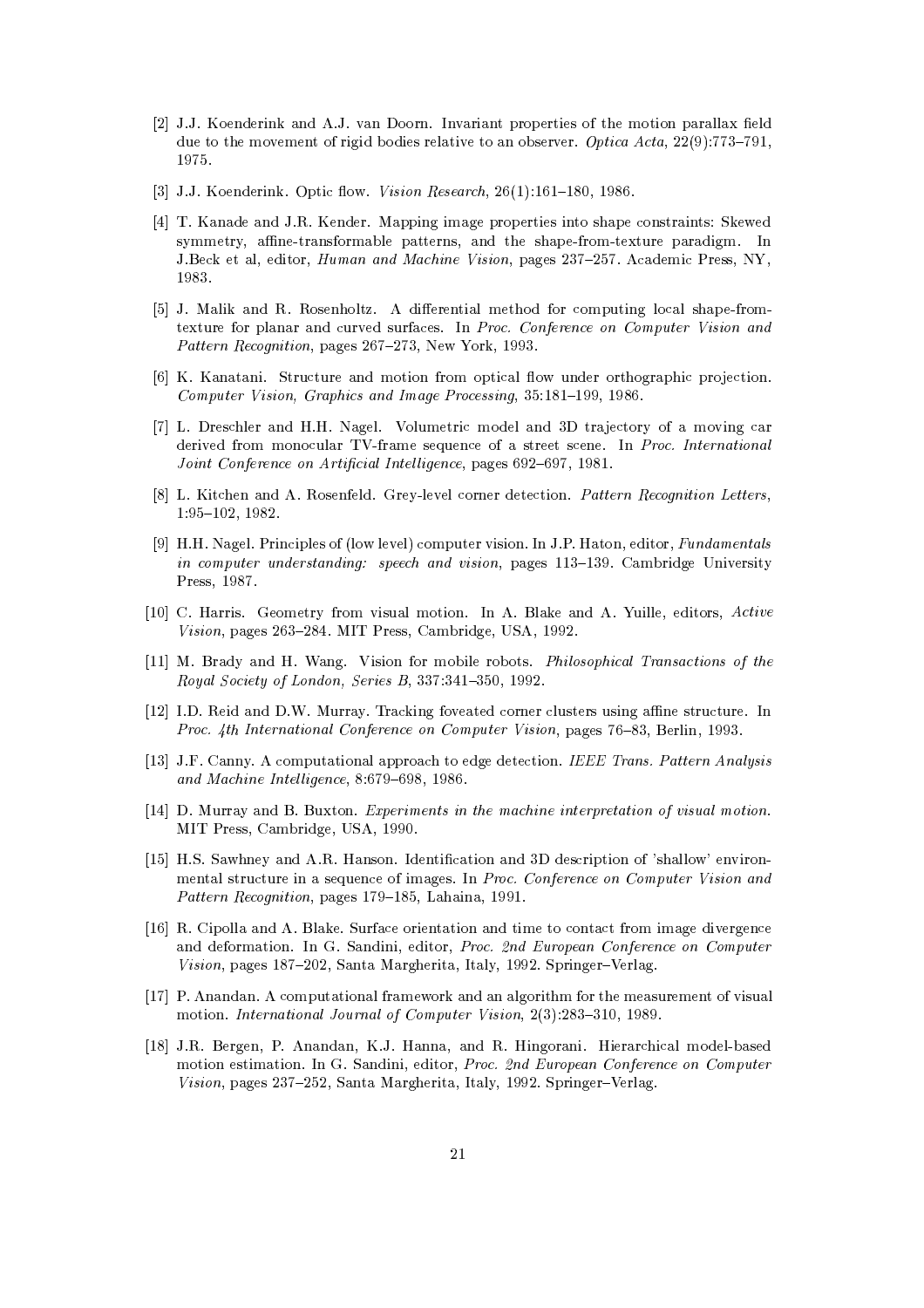[2] J.J. Koenderink and A.J. van Doorn. Invariant properties of the motion parallax field due to the movement of rigid bodies relative to an observer. *Optica Acta*, 22(9):773–791, 1975.

[3] J.J. Koenderink. Optic flow. *Vision Research*, 26(1):161–180, 1986.

[4] T. Kanade and J.R. Kender. Mapping image properties into shape constraints: Skewed symmetry, affine-transformable patterns, and the shape-from-texture paradigm. In J.Beck et al, editor, *Human and Machine Vision*, pages 237–257. Academic Press, NY, 1983.

[5] J. Malik and R. Rosenholtz. A differential method for computing local shape-from-texture for planar and curved surfaces. In *Proc. Conference on Computer Vision and Pattern Recognition*, pages 267–273, New York, 1993.

[6] K. Kanatani. Structure and motion from optical flow under orthographic projection. *Computer Vision, Graphics and Image Processing*, 35:181–199, 1986.

[7] L. Dreschler and H.H. Nagel. Volumetric model and 3D trajectory of a moving car derived from monocular TV-frame sequence of a street scene. In *Proc. International Joint Conference on Artificial Intelligence*, pages 692–697, 1981.

[8] L. Kitchen and A. Rosenfeld. Grey-level corner detection. *Pattern Recognition Letters*, 1:95–102, 1982.

[9] H.H. Nagel. Principles of (low level) computer vision. In J.P. Haton, editor, *Fundamentals in computer understanding: speech and vision*, pages 113–139. Cambridge University Press, 1987.

[10] C. Harris. Geometry from visual motion. In A. Blake and A. Yuille, editors, *Active Vision*, pages 263–284. MIT Press, Cambridge, USA, 1992.

[11] M. Brady and H. Wang. Vision for mobile robots. *Philosophical Transactions of the Royal Society of London, Series B*, 337:341–350, 1992.

[12] I.D. Reid and D.W. Murray. Tracking foveated corner clusters using affine structure. In *Proc. 4th International Conference on Computer Vision*, pages 76–83, Berlin, 1993.

[13] J.F. Canny. A computational approach to edge detection. *IEEE Trans. Pattern Analysis and Machine Intelligence*, 8:679–698, 1986.

[14] D. Murray and B. Buxton. *Experiments in the machine interpretation of visual motion.* MIT Press, Cambridge, USA, 1990.

[15] H.S. Sawhney and A.R. Hanson. Identification and 3D description of 'shallow' environmental structure in a sequence of images. In *Proc. Conference on Computer Vision and Pattern Recognition*, pages 179–185, Lahaina, 1991.

[16] R. Cipolla and A. Blake. Surface orientation and time to contact from image divergence and deformation. In G. Sandini, editor, *Proc. 2nd European Conference on Computer Vision*, pages 187–202, Santa Margherita, Italy, 1992. Springer–Verlag.

[17] P. Anandan. A computational framework and an algorithm for the measurement of visual motion. *International Journal of Computer Vision*, 2(3):283–310, 1989.

[18] J.R. Bergen, P. Anandan, K.J. Hanna, and R. Hingorani. Hierarchical model-based motion estimation. In G. Sandini, editor, *Proc. 2nd European Conference on Computer Vision*, pages 237–252, Santa Margherita, Italy, 1992. Springer–Verlag.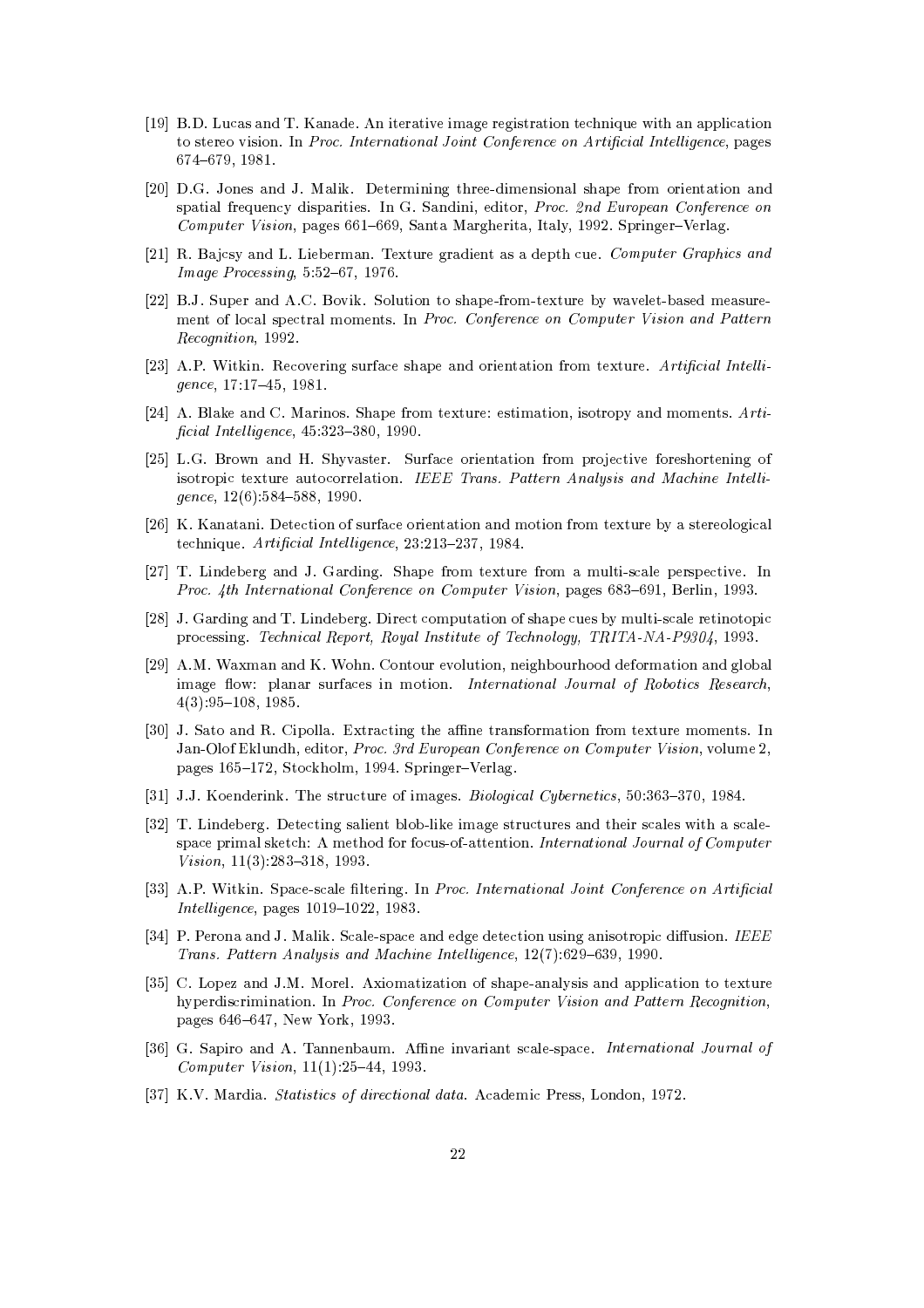[19] B.D. Lucas and T. Kanade. An iterative image registration technique with an application to stereo vision. In *Proc. International Joint Conference on Artificial Intelligence*, pages 674–679, 1981.

[20] D.G. Jones and J. Malik. Determining three-dimensional shape from orientation and spatial frequency disparities. In G. Sandini, editor, *Proc. 2nd European Conference on Computer Vision*, pages 661–669, Santa Margherita, Italy, 1992. Springer–Verlag.

[21] R. Bajcsy and L. Lieberman. Texture gradient as a depth cue. *Computer Graphics and Image Processing*, 5:52–67, 1976.

[22] B.J. Super and A.C. Bovik. Solution to shape-from-texture by wavelet-based measurement of local spectral moments. In *Proc. Conference on Computer Vision and Pattern Recognition*, 1992.

[23] A.P. Witkin. Recovering surface shape and orientation from texture. *Artificial Intelligence*, 17:17–45, 1981.

[24] A. Blake and C. Marinos. Shape from texture: estimation, isotropy and moments. *Artificial Intelligence*, 45:323–380, 1990.

[25] L.G. Brown and H. Shyvaster. Surface orientation from projective foreshortening of isotropic texture autocorrelation. *IEEE Trans. Pattern Analysis and Machine Intelligence*, 12(6):584–588, 1990.

[26] K. Kanatani. Detection of surface orientation and motion from texture by a stereological technique. *Artificial Intelligence*, 23:213–237, 1984.

[27] T. Lindeberg and J. Garding. Shape from texture from a multi-scale perspective. In *Proc. 4th International Conference on Computer Vision*, pages 683–691, Berlin, 1993.

[28] J. Garding and T. Lindeberg. Direct computation of shape cues by multi-scale retinotopic processing. *Technical Report, Royal Institute of Technology, TRITA-NA-P9304*, 1993.

[29] A.M. Waxman and K. Wohn. Contour evolution, neighbourhood deformation and global image flow: planar surfaces in motion. *International Journal of Robotics Research*, 4(3):95–108, 1985.

[30] J. Sato and R. Cipolla. Extracting the affine transformation from texture moments. In Jan-Olof Eklundh, editor, *Proc. 3rd European Conference on Computer Vision*, volume 2, pages 165–172, Stockholm, 1994. Springer–Verlag.

[31] J.J. Koenderink. The structure of images. *Biological Cybernetics*, 50:363–370, 1984.

[32] T. Lindeberg. Detecting salient blob-like image structures and their scales with a scale-space primal sketch: A method for focus-of-attention. *International Journal of Computer Vision*, 11(3):283–318, 1993.

[33] A.P. Witkin. Space-scale filtering. In *Proc. International Joint Conference on Artificial Intelligence*, pages 1019–1022, 1983.

[34] P. Perona and J. Malik. Scale-space and edge detection using anisotropic diffusion. *IEEE Trans. Pattern Analysis and Machine Intelligence*, 12(7):629–639, 1990.

[35] C. Lopez and J.M. Morel. Axiomatization of shape-analysis and application to texture hyperdiscrimination. In *Proc. Conference on Computer Vision and Pattern Recognition*, pages 646–647, New York, 1993.

[36] G. Sapiro and A. Tannenbaum. Affine invariant scale-space. *International Journal of Computer Vision*, 11(1):25–44, 1993.

[37] K.V. Mardia. *Statistics of directional data*. Academic Press, London, 1972.